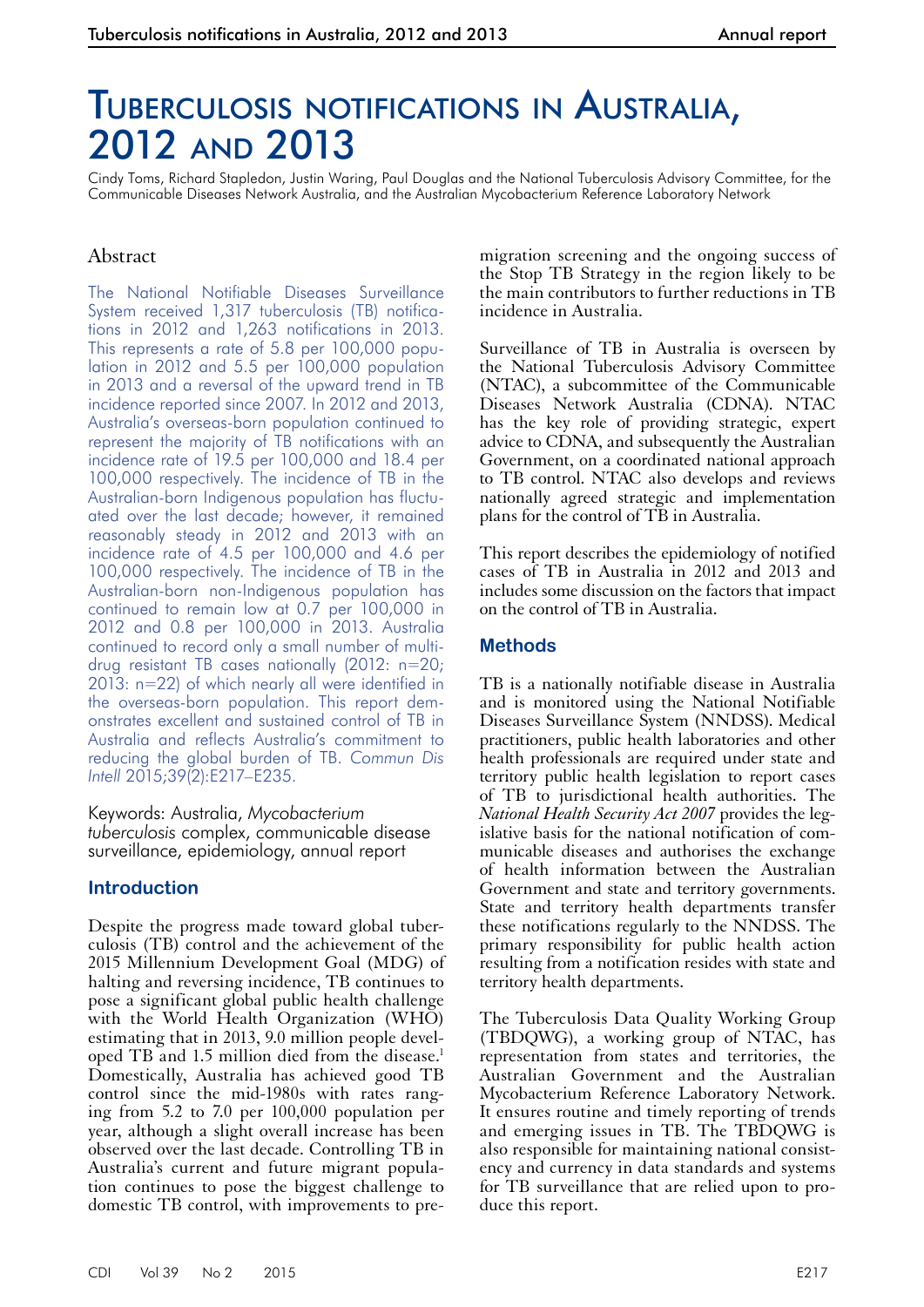# Tuberculosis notifications in Australia, 2012 and 2013

Cindy Toms, Richard Stapledon, Justin Waring, Paul Douglas and the National Tuberculosis Advisory Committee, for the Communicable Diseases Network Australia, and the Australian Mycobacterium Reference Laboratory Network

## Abstract

The National Notifiable Diseases Surveillance System received 1,317 tuberculosis (TB) notifications in 2012 and 1,263 notifications in 2013. This represents a rate of 5.8 per 100,000 population in 2012 and 5.5 per 100,000 population in 2013 and a reversal of the upward trend in TB incidence reported since 2007. In 2012 and 2013, Australia's overseas-born population continued to represent the majority of TB notifications with an incidence rate of 19.5 per 100,000 and 18.4 per 100,000 respectively. The incidence of TB in the Australian-born Indigenous population has fluctuated over the last decade; however, it remained reasonably steady in 2012 and 2013 with an incidence rate of 4.5 per 100,000 and 4.6 per 100,000 respectively. The incidence of TB in the Australian-born non-Indigenous population has continued to remain low at 0.7 per 100,000 in 2012 and 0.8 per 100,000 in 2013. Australia continued to record only a small number of multi-drug resistant TB cases nationally (2012: n=20; 2013: n=22) of which nearly all were identified in the overseas-born population. This report demonstrates excellent and sustained control of TB in Australia and reflects Australia's commitment to reducing the global burden of TB. *Commun Dis Intell* 2015;39(2):E217–E235.

Keywords: Australia, *Mycobacterium tuberculosis* complex, communicable disease surveillance, epidemiology, annual report

## Introduction

Despite the progress made toward global tuberculosis (TB) control and the achievement of the 2015 Millennium Development Goal (MDG) of halting and reversing incidence, TB continues to pose a significant global public health challenge with the World Health Organization (WHO) estimating that in 2013, 9.0 million people developed TB and 1.5 million died from the disease.[1] Domestically, Australia has achieved good TB control since the mid-1980s with rates ranging from 5.2 to 7.0 per 100,000 population per year, although a slight overall increase has been observed over the last decade. Controlling TB in Australia's current and future migrant population continues to pose the biggest challenge to domestic TB control, with improvements to pre-migration screening and the ongoing success of the Stop TB Strategy in the region likely to be the main contributors to further reductions in TB incidence in Australia.

Surveillance of TB in Australia is overseen by the National Tuberculosis Advisory Committee (NTAC), a subcommittee of the Communicable Diseases Network Australia (CDNA). NTAC has the key role of providing strategic, expert advice to CDNA, and subsequently the Australian Government, on a coordinated national approach to TB control. NTAC also develops and reviews nationally agreed strategic and implementation plans for the control of TB in Australia.

This report describes the epidemiology of notified cases of TB in Australia in 2012 and 2013 and includes some discussion on the factors that impact on the control of TB in Australia.

## Methods

TB is a nationally notifiable disease in Australia and is monitored using the National Notifiable Diseases Surveillance System (NNDSS). Medical practitioners, public health laboratories and other health professionals are required under state and territory public health legislation to report cases of TB to jurisdictional health authorities. The *National Health Security Act 2007* provides the legislative basis for the national notification of communicable diseases and authorises the exchange of health information between the Australian Government and state and territory governments. State and territory health departments transfer these notifications regularly to the NNDSS. The primary responsibility for public health action resulting from a notification resides with state and territory health departments.

The Tuberculosis Data Quality Working Group (TBDQWG), a working group of NTAC, has representation from states and territories, the Australian Government and the Australian Mycobacterium Reference Laboratory Network. It ensures routine and timely reporting of trends and emerging issues in TB. The TBDQWG is also responsible for maintaining national consistency and currency in data standards and systems for TB surveillance that are relied upon to produce this report.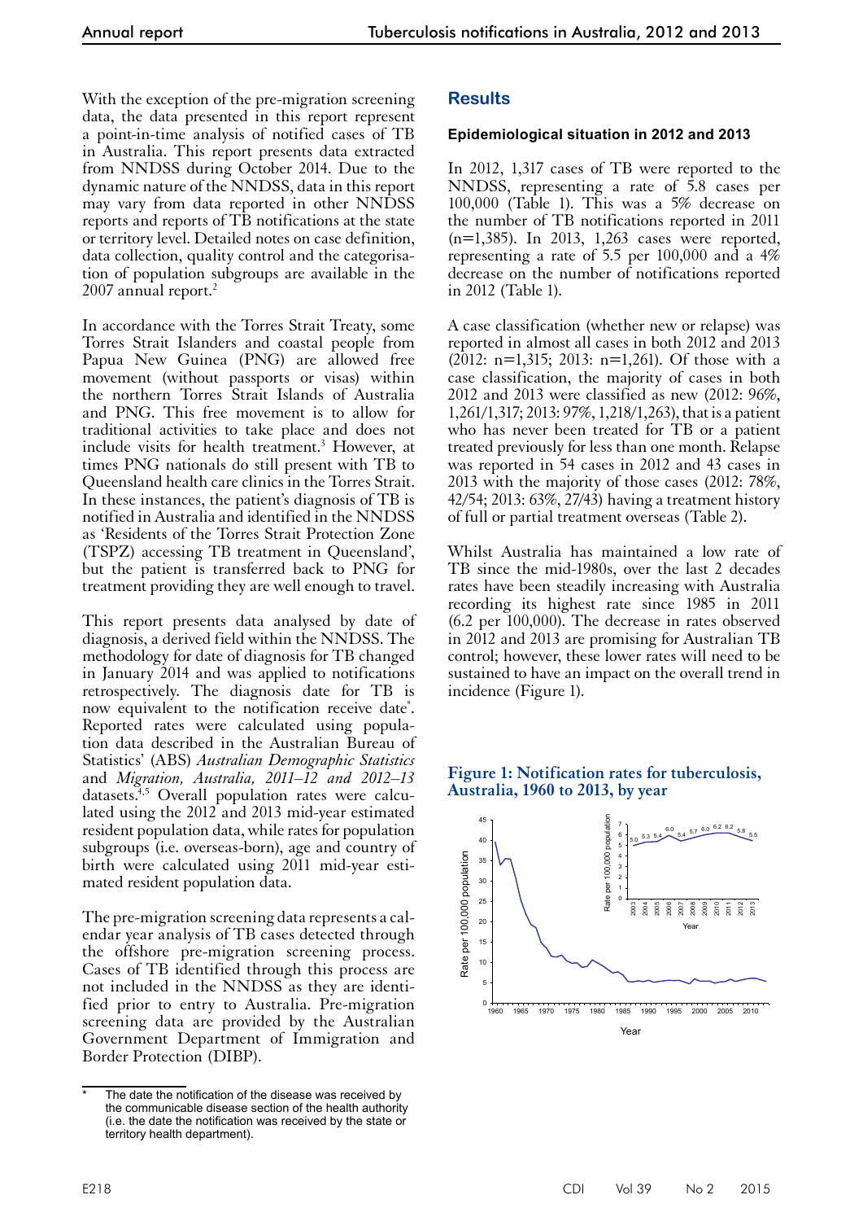With the exception of the pre-migration screening data, the data presented in this report represent a point-in-time analysis of notified cases of TB in Australia. This report presents data extracted from NNDSS during October 2014. Due to the dynamic nature of the NNDSS, data in this report may vary from data reported in other NNDSS reports and reports of TB notifications at the state or territory level. Detailed notes on case definition, data collection, quality control and the categorisation of population subgroups are available in the 2007 annual report.[2]

In accordance with the Torres Strait Treaty, some Torres Strait Islanders and coastal people from Papua New Guinea (PNG) are allowed free movement (without passports or visas) within the northern Torres Strait Islands of Australia and PNG. This free movement is to allow for traditional activities to take place and does not include visits for health treatment.[3] However, at times PNG nationals do still present with TB to Queensland health care clinics in the Torres Strait. In these instances, the patient's diagnosis of TB is notified in Australia and identified in the NNDSS as 'Residents of the Torres Strait Protection Zone (TSPZ) accessing TB treatment in Queensland', but the patient is transferred back to PNG for treatment providing they are well enough to travel.

This report presents data analysed by date of diagnosis, a derived field within the NNDSS. The methodology for date of diagnosis for TB changed in January 2014 and was applied to notifications retrospectively. The diagnosis date for TB is now equivalent to the notification receive date*. Reported rates were calculated using population data described in the Australian Bureau of Statistics' (ABS) *Australian Demographic Statistics* and *Migration, Australia, 2011–12 and 2012–13* datasets.[4,5] Overall population rates were calculated using the 2012 and 2013 mid-year estimated resident population data, while rates for population subgroups (i.e. overseas-born), age and country of birth were calculated using 2011 mid-year estimated resident population data.

The pre-migration screening data represents a calendar year analysis of TB cases detected through the offshore pre-migration screening process. Cases of TB identified through this process are not included in the NNDSS as they are identified prior to entry to Australia. Pre-migration screening data are provided by the Australian Government Department of Immigration and Border Protection (DIBP).

\* The date the notification of the disease was received by the communicable disease section of the health authority (i.e. the date the notification was received by the state or territory health department).

## Results

### Epidemiological situation in 2012 and 2013

In 2012, 1,317 cases of TB were reported to the NNDSS, representing a rate of 5.8 cases per 100,000 (Table 1). This was a 5% decrease on the number of TB notifications reported in 2011 (n=1,385). In 2013, 1,263 cases were reported, representing a rate of 5.5 per 100,000 and a 4% decrease on the number of notifications reported in 2012 (Table 1).

A case classification (whether new or relapse) was reported in almost all cases in both 2012 and 2013 (2012: n=1,315; 2013: n=1,261). Of those with a case classification, the majority of cases in both 2012 and 2013 were classified as new (2012: 96%, 1,261/1,317; 2013: 97%, 1,218/1,263), that is a patient who has never been treated for TB or a patient treated previously for less than one month. Relapse was reported in 54 cases in 2012 and 43 cases in 2013 with the majority of those cases (2012: 78%, 42/54; 2013: 63%, 27/43) having a treatment history of full or partial treatment overseas (Table 2).

Whilst Australia has maintained a low rate of TB since the mid-1980s, over the last 2 decades rates have been steadily increasing with Australia recording its highest rate since 1985 in 2011 (6.2 per 100,000). The decrease in rates observed in 2012 and 2013 are promising for Australian TB control; however, these lower rates will need to be sustained to have an impact on the overall trend in incidence (Figure 1).

**Figure 1: Notification rates for tuberculosis, Australia, 1960 to 2013, by year**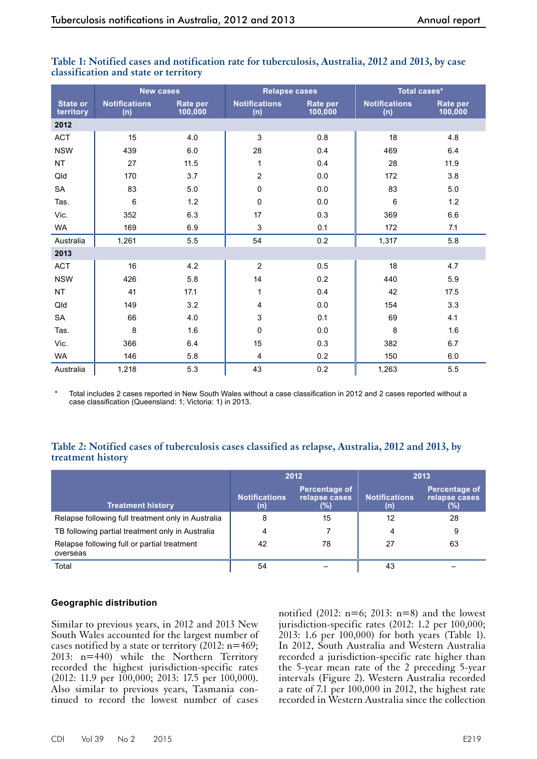**Table 1: Notified cases and notification rate for tuberculosis, Australia, 2012 and 2013, by case classification and state or territory**

| State or territory | New cases | | Relapse cases | | Total cases* | |
|---|---|---|---|---|---|---|
| | Notifications (n) | Rate per 100,000 | Notifications (n) | Rate per 100,000 | Notifications (n) | Rate per 100,000 |
| **2012** | | | | | | |
| ACT | 15 | 4.0 | 3 | 0.8 | 18 | 4.8 |
| NSW | 439 | 6.0 | 28 | 0.4 | 469 | 6.4 |
| NT | 27 | 11.5 | 1 | 0.4 | 28 | 11.9 |
| Qld | 170 | 3.7 | 2 | 0.0 | 172 | 3.8 |
| SA | 83 | 5.0 | 0 | 0.0 | 83 | 5.0 |
| Tas. | 6 | 1.2 | 0 | 0.0 | 6 | 1.2 |
| Vic. | 352 | 6.3 | 17 | 0.3 | 369 | 6.6 |
| WA | 169 | 6.9 | 3 | 0.1 | 172 | 7.1 |
| Australia | 1,261 | 5.5 | 54 | 0.2 | 1,317 | 5.8 |
| **2013** | | | | | | |
| ACT | 16 | 4.2 | 2 | 0.5 | 18 | 4.7 |
| NSW | 426 | 5.8 | 14 | 0.2 | 440 | 5.9 |
| NT | 41 | 17.1 | 1 | 0.4 | 42 | 17.5 |
| Qld | 149 | 3.2 | 4 | 0.0 | 154 | 3.3 |
| SA | 66 | 4.0 | 3 | 0.1 | 69 | 4.1 |
| Tas. | 8 | 1.6 | 0 | 0.0 | 8 | 1.6 |
| Vic. | 366 | 6.4 | 15 | 0.3 | 382 | 6.7 |
| WA | 146 | 5.8 | 4 | 0.2 | 150 | 6.0 |
| Australia | 1,218 | 5.3 | 43 | 0.2 | 1,263 | 5.5 |

\* Total includes 2 cases reported in New South Wales without a case classification in 2012 and 2 cases reported without a case classification (Queensland: 1; Victoria: 1) in 2013.

**Table 2: Notified cases of tuberculosis cases classified as relapse, Australia, 2012 and 2013, by treatment history**

| Treatment history | 2012 | | 2013 | |
|---|---|---|---|---|
| | Notifications (n) | Percentage of relapse cases (%) | Notifications (n) | Percentage of relapse cases (%) |
| Relapse following full treatment only in Australia | 8 | 15 | 12 | 28 |
| TB following partial treatment only in Australia | 4 | 7 | 4 | 9 |
| Relapse following full or partial treatment overseas | 42 | 78 | 27 | 63 |
| Total | 54 | – | 43 | – |

### Geographic distribution

Similar to previous years, in 2012 and 2013 New South Wales accounted for the largest number of cases notified by a state or territory (2012: n=469; 2013: n=440) while the Northern Territory recorded the highest jurisdiction-specific rates (2012: 11.9 per 100,000; 2013: 17.5 per 100,000). Also similar to previous years, Tasmania continued to record the lowest number of cases notified (2012: n=6; 2013: n=8) and the lowest jurisdiction-specific rates (2012: 1.2 per 100,000; 2013: 1.6 per 100,000) for both years (Table 1). In 2012, South Australia and Western Australia recorded a jurisdiction-specific rate higher than the 5-year mean rate of the 2 preceding 5-year intervals (Figure 2). Western Australia recorded a rate of 7.1 per 100,000 in 2012, the highest rate recorded in Western Australia since the collection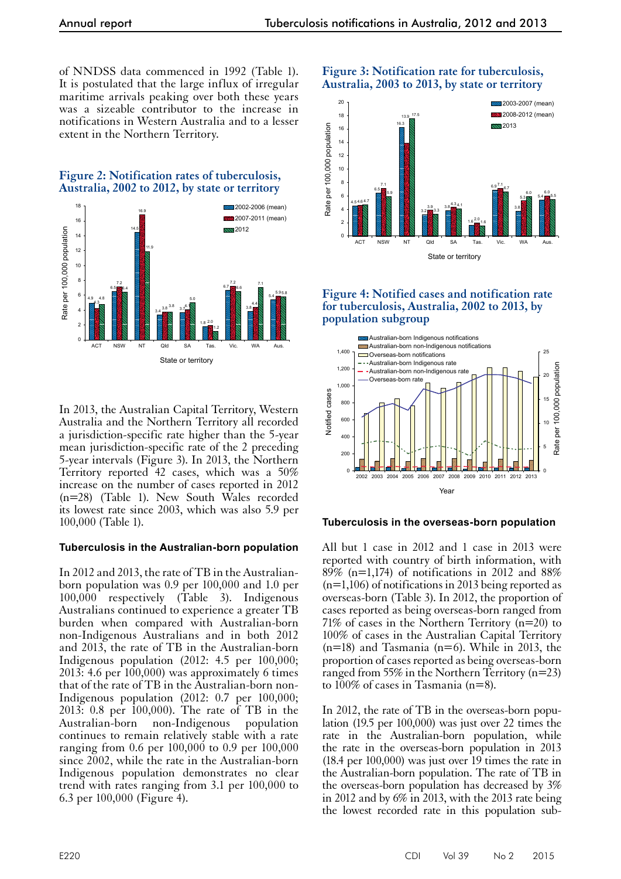of NNDSS data commenced in 1992 (Table 1). It is postulated that the large influx of irregular maritime arrivals peaking over both these years was a sizeable contributor to the increase in notifications in Western Australia and to a lesser extent in the Northern Territory.

**Figure 2: Notification rates of tuberculosis, Australia, 2002 to 2012, by state or territory**

In 2013, the Australian Capital Territory, Western Australia and the Northern Territory all recorded a jurisdiction-specific rate higher than the 5-year mean jurisdiction-specific rate of the 2 preceding 5-year intervals (Figure 3). In 2013, the Northern Territory reported 42 cases, which was a 50% increase on the number of cases reported in 2012 (n=28) (Table 1). New South Wales recorded its lowest rate since 2003, which was also 5.9 per 100,000 (Table 1).

### Tuberculosis in the Australian-born population

In 2012 and 2013, the rate of TB in the Australian-born population was 0.9 per 100,000 and 1.0 per 100,000 respectively (Table 3). Indigenous Australians continued to experience a greater TB burden when compared with Australian-born non-Indigenous Australians and in both 2012 and 2013, the rate of TB in the Australian-born Indigenous population (2012: 4.5 per 100,000; 2013: 4.6 per 100,000) was approximately 6 times that of the rate of TB in the Australian-born non-Indigenous population (2012: 0.7 per 100,000; 2013: 0.8 per 100,000). The rate of TB in the Australian-born non-Indigenous population continues to remain relatively stable with a rate ranging from 0.6 per 100,000 to 0.9 per 100,000 since 2002, while the rate in the Australian-born Indigenous population demonstrates no clear trend with rates ranging from 3.1 per 100,000 to 6.3 per 100,000 (Figure 4).

**Figure 3: Notification rate for tuberculosis, Australia, 2003 to 2013, by state or territory**

**Figure 4: Notified cases and notification rate for tuberculosis, Australia, 2002 to 2013, by population subgroup**

### Tuberculosis in the overseas-born population

All but 1 case in 2012 and 1 case in 2013 were reported with country of birth information, with 89% (n=1,174) of notifications in 2012 and 88% (n=1,106) of notifications in 2013 being reported as overseas-born (Table 3). In 2012, the proportion of cases reported as being overseas-born ranged from 71% of cases in the Northern Territory (n=20) to 100% of cases in the Australian Capital Territory (n=18) and Tasmania (n=6). While in 2013, the proportion of cases reported as being overseas-born ranged from 55% in the Northern Territory (n=23) to 100% of cases in Tasmania (n=8).

In 2012, the rate of TB in the overseas-born population (19.5 per 100,000) was just over 22 times the rate in the Australian-born population, while the rate in the overseas-born population in 2013 (18.4 per 100,000) was just over 19 times the rate in the Australian-born population. The rate of TB in the overseas-born population has decreased by 3% in 2012 and by 6% in 2013, with the 2013 rate being the lowest recorded rate in this population sub-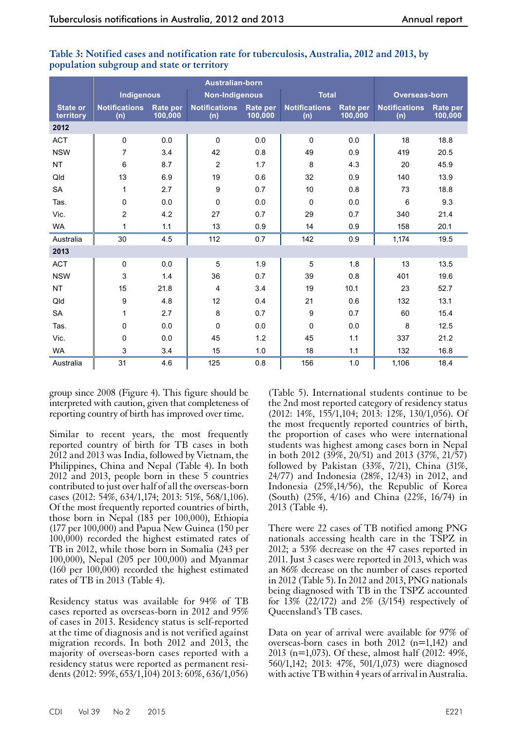**Table 3: Notified cases and notification rate for tuberculosis, Australia, 2012 and 2013, by population subgroup and state or territory**

| State or territory | Australian-born | | | | | | Overseas-born | |
|---|---|---|---|---|---|---|---|---|
| | Indigenous | | Non-Indigenous | | Total | | | |
| | Notifications (n) | Rate per 100,000 | Notifications (n) | Rate per 100,000 | Notifications (n) | Rate per 100,000 | Notifications (n) | Rate per 100,000 |
| **2012** | | | | | | | | |
| ACT | 0 | 0.0 | 0 | 0.0 | 0 | 0.0 | 18 | 18.8 |
| NSW | 7 | 3.4 | 42 | 0.8 | 49 | 0.9 | 419 | 20.5 |
| NT | 6 | 8.7 | 2 | 1.7 | 8 | 4.3 | 20 | 45.9 |
| Qld | 13 | 6.9 | 19 | 0.6 | 32 | 0.9 | 140 | 13.9 |
| SA | 1 | 2.7 | 9 | 0.7 | 10 | 0.8 | 73 | 18.8 |
| Tas. | 0 | 0.0 | 0 | 0.0 | 0 | 0.0 | 6 | 9.3 |
| Vic. | 2 | 4.2 | 27 | 0.7 | 29 | 0.7 | 340 | 21.4 |
| WA | 1 | 1.1 | 13 | 0.9 | 14 | 0.9 | 158 | 20.1 |
| Australia | 30 | 4.5 | 112 | 0.7 | 142 | 0.9 | 1,174 | 19.5 |
| **2013** | | | | | | | | |
| ACT | 0 | 0.0 | 5 | 1.9 | 5 | 1.8 | 13 | 13.5 |
| NSW | 3 | 1.4 | 36 | 0.7 | 39 | 0.8 | 401 | 19.6 |
| NT | 15 | 21.8 | 4 | 3.4 | 19 | 10.1 | 23 | 52.7 |
| Qld | 9 | 4.8 | 12 | 0.4 | 21 | 0.6 | 132 | 13.1 |
| SA | 1 | 2.7 | 8 | 0.7 | 9 | 0.7 | 60 | 15.4 |
| Tas. | 0 | 0.0 | 0 | 0.0 | 0 | 0.0 | 8 | 12.5 |
| Vic. | 0 | 0.0 | 45 | 1.2 | 45 | 1.1 | 337 | 21.2 |
| WA | 3 | 3.4 | 15 | 1.0 | 18 | 1.1 | 132 | 16.8 |
| Australia | 31 | 4.6 | 125 | 0.8 | 156 | 1.0 | 1,106 | 18.4 |

group since 2008 (Figure 4). This figure should be interpreted with caution, given that completeness of reporting country of birth has improved over time.

Similar to recent years, the most frequently reported country of birth for TB cases in both 2012 and 2013 was India, followed by Vietnam, the Philippines, China and Nepal (Table 4). In both 2012 and 2013, people born in these 5 countries contributed to just over half of all the overseas-born cases (2012: 54%, 634/1,174; 2013: 51%, 568/1,106). Of the most frequently reported countries of birth, those born in Nepal (183 per 100,000), Ethiopia (177 per 100,000) and Papua New Guinea (150 per 100,000) recorded the highest estimated rates of TB in 2012, while those born in Somalia (243 per 100,000), Nepal (205 per 100,000) and Myanmar (160 per 100,000) recorded the highest estimated rates of TB in 2013 (Table 4).

Residency status was available for 94% of TB cases reported as overseas-born in 2012 and 95% of cases in 2013. Residency status is self-reported at the time of diagnosis and is not verified against migration records. In both 2012 and 2013, the majority of overseas-born cases reported with a residency status were reported as permanent residents (2012: 59%, 653/1,104) 2013: 60%, 636/1,056) (Table 5). International students continue to be the 2nd most reported category of residency status (2012: 14%, 155/1,104; 2013: 12%, 130/1,056). Of the most frequently reported countries of birth, the proportion of cases who were international students was highest among cases born in Nepal in both 2012 (39%, 20/51) and 2013 (37%, 21/57) followed by Pakistan (33%, 7/21), China (31%, 24/77) and Indonesia (28%, 12/43) in 2012, and Indonesia (25%,14/56), the Republic of Korea (South) (25%, 4/16) and China (22%, 16/74) in 2013 (Table 4).

There were 22 cases of TB notified among PNG nationals accessing health care in the TSPZ in 2012; a 53% decrease on the 47 cases reported in 2011. Just 3 cases were reported in 2013, which was an 86% decrease on the number of cases reported in 2012 (Table 5). In 2012 and 2013, PNG nationals being diagnosed with TB in the TSPZ accounted for 13% (22/172) and 2% (3/154) respectively of Queensland's TB cases.

Data on year of arrival were available for 97% of overseas-born cases in both 2012 (n=1,142) and 2013 (n=1,073). Of these, almost half (2012: 49%, 560/1,142; 2013: 47%, 501/1,073) were diagnosed with active TB within 4 years of arrival in Australia.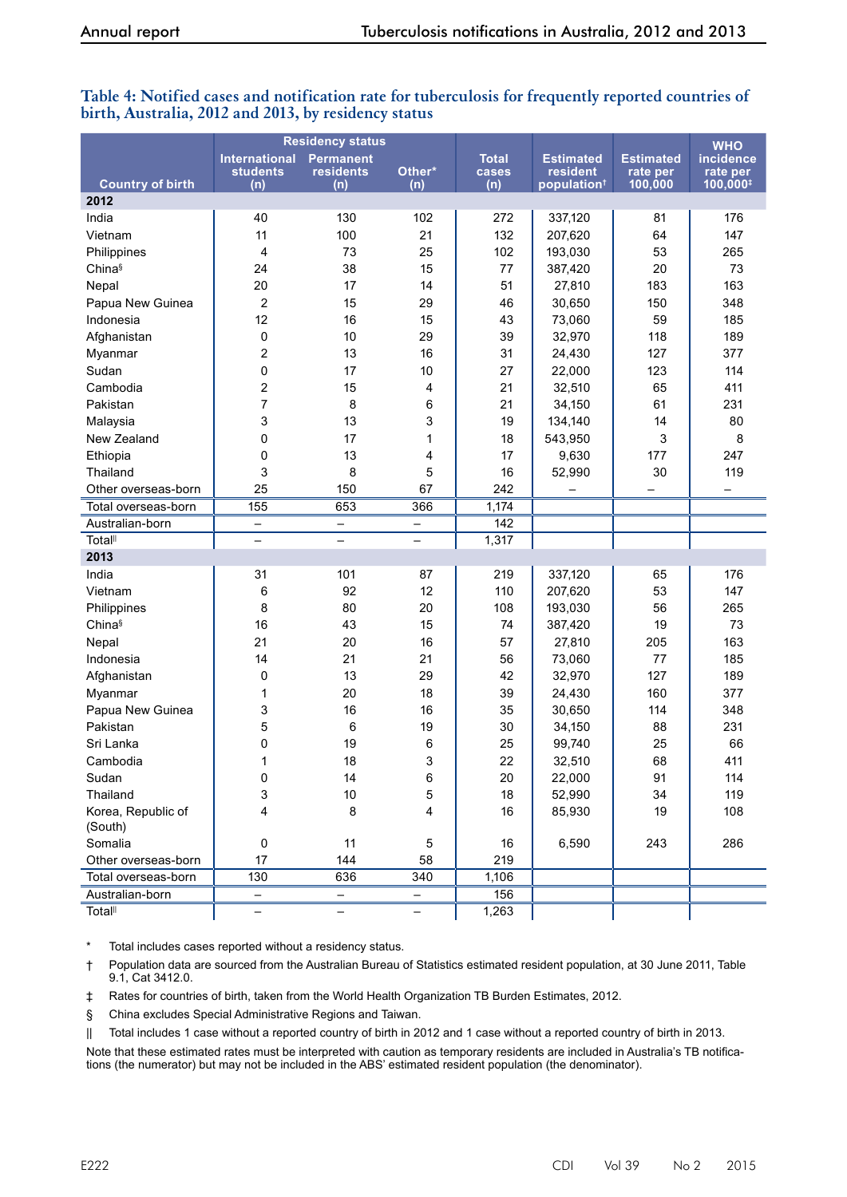**Table 4: Notified cases and notification rate for tuberculosis for frequently reported countries of birth, Australia, 2012 and 2013, by residency status**

| Country of birth | Residency status | | | Total cases (n) | Estimated resident population† | Estimated rate per 100,000 | WHO incidence rate per 100,000‡ |
|---|---|---|---|---|---|---|---|
| | International students (n) | Permanent residents (n) | Other* (n) | | | | |
| **2012** | | | | | | | |
| India | 40 | 130 | 102 | 272 | 337,120 | 81 | 176 |
| Vietnam | 11 | 100 | 21 | 132 | 207,620 | 64 | 147 |
| Philippines | 4 | 73 | 25 | 102 | 193,030 | 53 | 265 |
| China§ | 24 | 38 | 15 | 77 | 387,420 | 20 | 73 |
| Nepal | 20 | 17 | 14 | 51 | 27,810 | 183 | 163 |
| Papua New Guinea | 2 | 15 | 29 | 46 | 30,650 | 150 | 348 |
| Indonesia | 12 | 16 | 15 | 43 | 73,060 | 59 | 185 |
| Afghanistan | 0 | 10 | 29 | 39 | 32,970 | 118 | 189 |
| Myanmar | 2 | 13 | 16 | 31 | 24,430 | 127 | 377 |
| Sudan | 0 | 17 | 10 | 27 | 22,000 | 123 | 114 |
| Cambodia | 2 | 15 | 4 | 21 | 32,510 | 65 | 411 |
| Pakistan | 7 | 8 | 6 | 21 | 34,150 | 61 | 231 |
| Malaysia | 3 | 13 | 3 | 19 | 134,140 | 14 | 80 |
| New Zealand | 0 | 17 | 1 | 18 | 543,950 | 3 | 8 |
| Ethiopia | 0 | 13 | 4 | 17 | 9,630 | 177 | 247 |
| Thailand | 3 | 8 | 5 | 16 | 52,990 | 30 | 119 |
| Other overseas-born | 25 | 150 | 67 | 242 | – | – | – |
| Total overseas-born | 155 | 653 | 366 | 1,174 | | | |
| Australian-born | – | – | – | 142 | | | |
| Total‖ | – | – | – | 1,317 | | | |
| **2013** | | | | | | | |
| India | 31 | 101 | 87 | 219 | 337,120 | 65 | 176 |
| Vietnam | 6 | 92 | 12 | 110 | 207,620 | 53 | 147 |
| Philippines | 8 | 80 | 20 | 108 | 193,030 | 56 | 265 |
| China§ | 16 | 43 | 15 | 74 | 387,420 | 19 | 73 |
| Nepal | 21 | 20 | 16 | 57 | 27,810 | 205 | 163 |
| Indonesia | 14 | 21 | 21 | 56 | 73,060 | 77 | 185 |
| Afghanistan | 0 | 13 | 29 | 42 | 32,970 | 127 | 189 |
| Myanmar | 1 | 20 | 18 | 39 | 24,430 | 160 | 377 |
| Papua New Guinea | 3 | 16 | 16 | 35 | 30,650 | 114 | 348 |
| Pakistan | 5 | 6 | 19 | 30 | 34,150 | 88 | 231 |
| Sri Lanka | 0 | 19 | 6 | 25 | 99,740 | 25 | 66 |
| Cambodia | 1 | 18 | 3 | 22 | 32,510 | 68 | 411 |
| Sudan | 0 | 14 | 6 | 20 | 22,000 | 91 | 114 |
| Thailand | 3 | 10 | 5 | 18 | 52,990 | 34 | 119 |
| Korea, Republic of (South) | 4 | 8 | 4 | 16 | 85,930 | 19 | 108 |
| Somalia | 0 | 11 | 5 | 16 | 6,590 | 243 | 286 |
| Other overseas-born | 17 | 144 | 58 | 219 | | | |
| Total overseas-born | 130 | 636 | 340 | 1,106 | | | |
| Australian-born | – | – | – | 156 | | | |
| Total‖ | – | – | – | 1,263 | | | |

\* Total includes cases reported without a residency status.

† Population data are sourced from the Australian Bureau of Statistics estimated resident population, at 30 June 2011, Table 9.1, Cat 3412.0.

‡ Rates for countries of birth, taken from the World Health Organization TB Burden Estimates, 2012.

§ China excludes Special Administrative Regions and Taiwan.

‖ Total includes 1 case without a reported country of birth in 2012 and 1 case without a reported country of birth in 2013.

Note that these estimated rates must be interpreted with caution as temporary residents are included in Australia's TB notifications (the numerator) but may not be included in the ABS' estimated resident population (the denominator).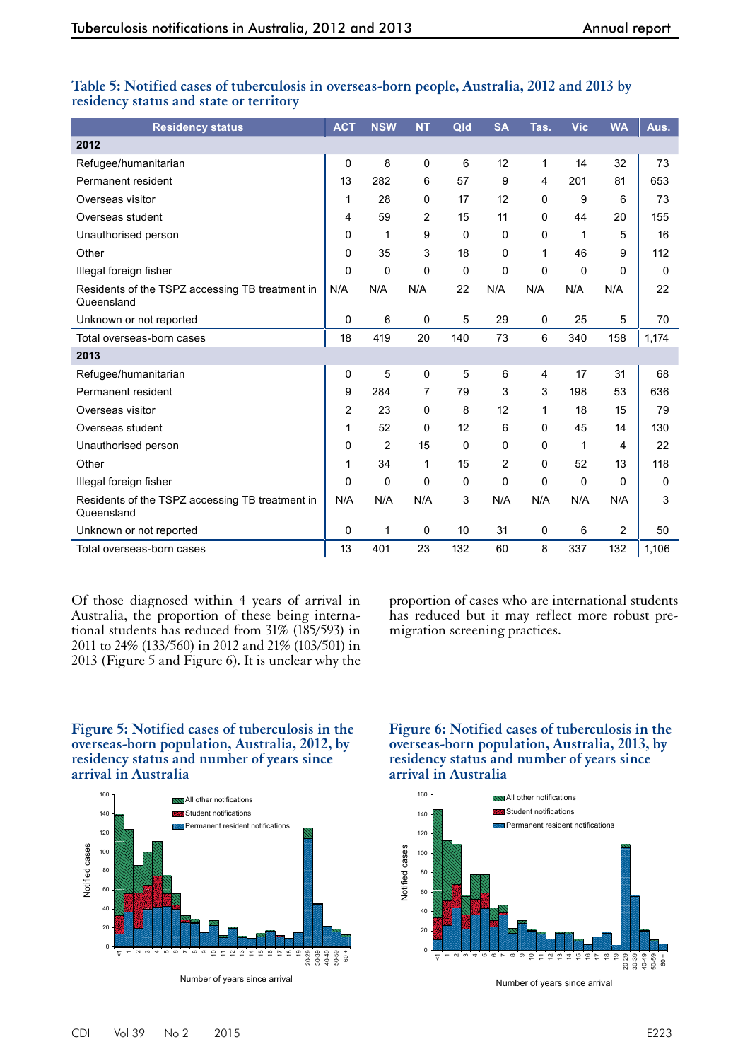**Table 5: Notified cases of tuberculosis in overseas-born people, Australia, 2012 and 2013 by residency status and state or territory**

| Residency status | ACT | NSW | NT | Qld | SA | Tas. | Vic | WA | Aus. |
|---|---|---|---|---|---|---|---|---|---|
| **2012** | | | | | | | | | |
| Refugee/humanitarian | 0 | 8 | 0 | 6 | 12 | 1 | 14 | 32 | 73 |
| Permanent resident | 13 | 282 | 6 | 57 | 9 | 4 | 201 | 81 | 653 |
| Overseas visitor | 1 | 28 | 0 | 17 | 12 | 0 | 9 | 6 | 73 |
| Overseas student | 4 | 59 | 2 | 15 | 11 | 0 | 44 | 20 | 155 |
| Unauthorised person | 0 | 1 | 9 | 0 | 0 | 0 | 1 | 5 | 16 |
| Other | 0 | 35 | 3 | 18 | 0 | 1 | 46 | 9 | 112 |
| Illegal foreign fisher | 0 | 0 | 0 | 0 | 0 | 0 | 0 | 0 | 0 |
| Residents of the TSPZ accessing TB treatment in Queensland | N/A | N/A | N/A | 22 | N/A | N/A | N/A | N/A | 22 |
| Unknown or not reported | 0 | 6 | 0 | 5 | 29 | 0 | 25 | 5 | 70 |
| Total overseas-born cases | 18 | 419 | 20 | 140 | 73 | 6 | 340 | 158 | 1,174 |
| **2013** | | | | | | | | | |
| Refugee/humanitarian | 0 | 5 | 0 | 5 | 6 | 4 | 17 | 31 | 68 |
| Permanent resident | 9 | 284 | 7 | 79 | 3 | 3 | 198 | 53 | 636 |
| Overseas visitor | 2 | 23 | 0 | 8 | 12 | 1 | 18 | 15 | 79 |
| Overseas student | 1 | 52 | 0 | 12 | 6 | 0 | 45 | 14 | 130 |
| Unauthorised person | 0 | 2 | 15 | 0 | 0 | 0 | 1 | 4 | 22 |
| Other | 1 | 34 | 1 | 15 | 2 | 0 | 52 | 13 | 118 |
| Illegal foreign fisher | 0 | 0 | 0 | 0 | 0 | 0 | 0 | 0 | 0 |
| Residents of the TSPZ accessing TB treatment in Queensland | N/A | N/A | N/A | 3 | N/A | N/A | N/A | N/A | 3 |
| Unknown or not reported | 0 | 1 | 0 | 10 | 31 | 0 | 6 | 2 | 50 |
| Total overseas-born cases | 13 | 401 | 23 | 132 | 60 | 8 | 337 | 132 | 1,106 |

Of those diagnosed within 4 years of arrival in Australia, the proportion of these being international students has reduced from 31% (185/593) in 2011 to 24% (133/560) in 2012 and 21% (103/501) in 2013 (Figure 5 and Figure 6). It is unclear why the proportion of cases who are international students has reduced but it may reflect more robust pre-migration screening practices.

**Figure 5: Notified cases of tuberculosis in the overseas-born population, Australia, 2012, by residency status and number of years since arrival in Australia**

**Figure 6: Notified cases of tuberculosis in the overseas-born population, Australia, 2013, by residency status and number of years since arrival in Australia**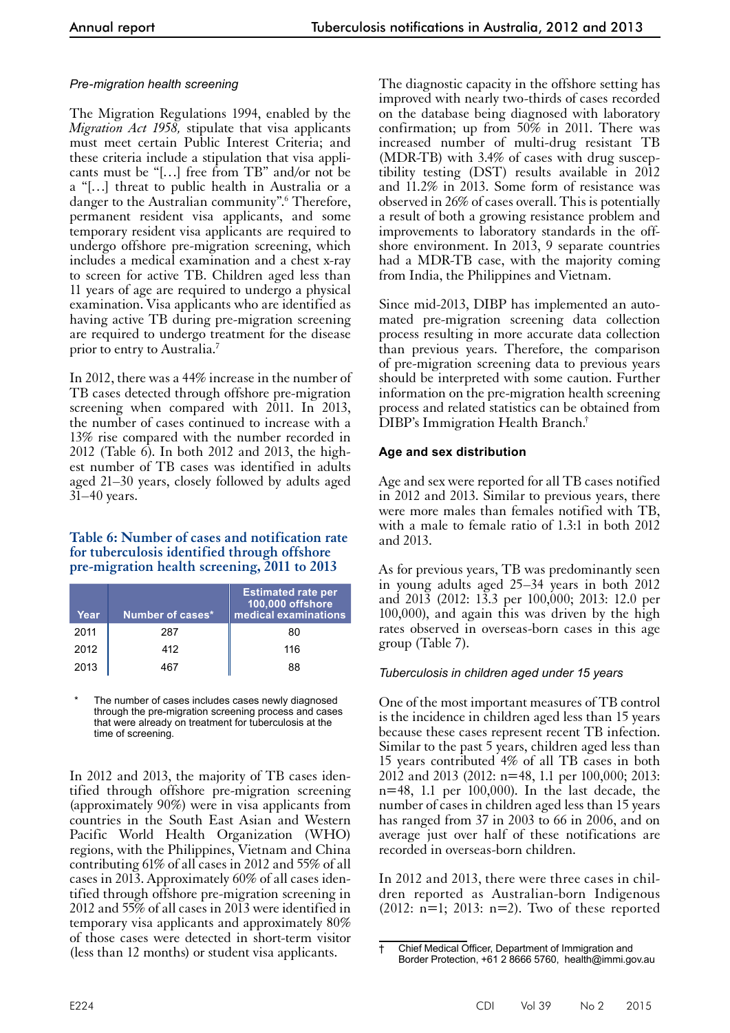*Pre-migration health screening*

The Migration Regulations 1994, enabled by the *Migration Act 1958,* stipulate that visa applicants must meet certain Public Interest Criteria; and these criteria include a stipulation that visa applicants must be "[…] free from TB" and/or not be a "[…] threat to public health in Australia or a danger to the Australian community".[6] Therefore, permanent resident visa applicants, and some temporary resident visa applicants are required to undergo offshore pre-migration screening, which includes a medical examination and a chest x-ray to screen for active TB. Children aged less than 11 years of age are required to undergo a physical examination. Visa applicants who are identified as having active TB during pre-migration screening are required to undergo treatment for the disease prior to entry to Australia.[7]

In 2012, there was a 44% increase in the number of TB cases detected through offshore pre-migration screening when compared with 2011. In 2013, the number of cases continued to increase with a 13% rise compared with the number recorded in 2012 (Table 6). In both 2012 and 2013, the highest number of TB cases was identified in adults aged 21–30 years, closely followed by adults aged 31–40 years.

**Table 6: Number of cases and notification rate for tuberculosis identified through offshore pre-migration health screening, 2011 to 2013**

| Year | Number of cases* | Estimated rate per 100,000 offshore medical examinations |
|---|---|---|
| 2011 | 287 | 80 |
| 2012 | 412 | 116 |
| 2013 | 467 | 88 |

\* The number of cases includes cases newly diagnosed through the pre-migration screening process and cases that were already on treatment for tuberculosis at the time of screening.

In 2012 and 2013, the majority of TB cases identified through offshore pre-migration screening (approximately 90%) were in visa applicants from countries in the South East Asian and Western Pacific World Health Organization (WHO) regions, with the Philippines, Vietnam and China contributing 61% of all cases in 2012 and 55% of all cases in 2013. Approximately 60% of all cases identified through offshore pre-migration screening in 2012 and 55% of all cases in 2013 were identified in temporary visa applicants and approximately 80% of those cases were detected in short-term visitor (less than 12 months) or student visa applicants.

The diagnostic capacity in the offshore setting has improved with nearly two-thirds of cases recorded on the database being diagnosed with laboratory confirmation; up from 50% in 2011. There was increased number of multi-drug resistant TB (MDR-TB) with 3.4% of cases with drug susceptibility testing (DST) results available in 2012 and 11.2% in 2013. Some form of resistance was observed in 26% of cases overall. This is potentially a result of both a growing resistance problem and improvements to laboratory standards in the offshore environment. In 2013, 9 separate countries had a MDR-TB case, with the majority coming from India, the Philippines and Vietnam.

Since mid-2013, DIBP has implemented an automated pre-migration screening data collection process resulting in more accurate data collection than previous years. Therefore, the comparison of pre-migration screening data to previous years should be interpreted with some caution. Further information on the pre-migration health screening process and related statistics can be obtained from DIBP's Immigration Health Branch.[†]

### Age and sex distribution

Age and sex were reported for all TB cases notified in 2012 and 2013. Similar to previous years, there were more males than females notified with TB, with a male to female ratio of 1.3:1 in both 2012 and 2013.

As for previous years, TB was predominantly seen in young adults aged 25–34 years in both 2012 and 2013 (2012: 13.3 per 100,000; 2013: 12.0 per 100,000), and again this was driven by the high rates observed in overseas-born cases in this age group (Table 7).

*Tuberculosis in children aged under 15 years*

One of the most important measures of TB control is the incidence in children aged less than 15 years because these cases represent recent TB infection. Similar to the past 5 years, children aged less than 15 years contributed 4% of all TB cases in both 2012 and 2013 (2012: n=48, 1.1 per 100,000; 2013: n=48, 1.1 per 100,000). In the last decade, the number of cases in children aged less than 15 years has ranged from 37 in 2003 to 66 in 2006, and on average just over half of these notifications are recorded in overseas-born children.

In 2012 and 2013, there were three cases in children reported as Australian-born Indigenous (2012: n=1; 2013: n=2). Two of these reported

† Chief Medical Officer, Department of Immigration and Border Protection, +61 2 8666 5760, health@immi.gov.au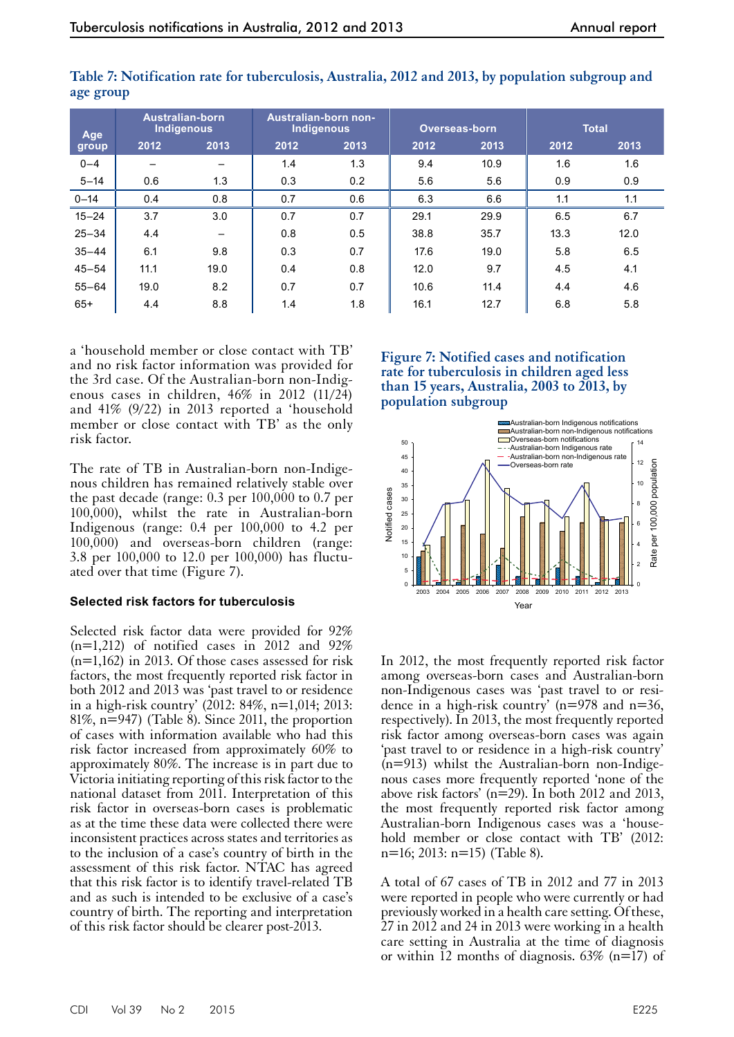**Table 7: Notification rate for tuberculosis, Australia, 2012 and 2013, by population subgroup and age group**

| Age group | Australian-born Indigenous | | Australian-born non-Indigenous | | Overseas-born | | Total | |
|---|---|---|---|---|---|---|---|---|
| | 2012 | 2013 | 2012 | 2013 | 2012 | 2013 | 2012 | 2013 |
| 0–4 | – | – | 1.4 | 1.3 | 9.4 | 10.9 | 1.6 | 1.6 |
| 5–14 | 0.6 | 1.3 | 0.3 | 0.2 | 5.6 | 5.6 | 0.9 | 0.9 |
| 0–14 | 0.4 | 0.8 | 0.7 | 0.6 | 6.3 | 6.6 | 1.1 | 1.1 |
| 15–24 | 3.7 | 3.0 | 0.7 | 0.7 | 29.1 | 29.9 | 6.5 | 6.7 |
| 25–34 | 4.4 | – | 0.8 | 0.5 | 38.8 | 35.7 | 13.3 | 12.0 |
| 35–44 | 6.1 | 9.8 | 0.3 | 0.7 | 17.6 | 19.0 | 5.8 | 6.5 |
| 45–54 | 11.1 | 19.0 | 0.4 | 0.8 | 12.0 | 9.7 | 4.5 | 4.1 |
| 55–64 | 19.0 | 8.2 | 0.7 | 0.7 | 10.6 | 11.4 | 4.4 | 4.6 |
| 65+ | 4.4 | 8.8 | 1.4 | 1.8 | 16.1 | 12.7 | 6.8 | 5.8 |

a 'household member or close contact with TB' and no risk factor information was provided for the 3rd case. Of the Australian-born non-Indigenous cases in children, 46% in 2012 (11/24) and 41% (9/22) in 2013 reported a 'household member or close contact with TB' as the only risk factor.

The rate of TB in Australian-born non-Indigenous children has remained relatively stable over the past decade (range: 0.3 per 100,000 to 0.7 per 100,000), whilst the rate in Australian-born Indigenous (range: 0.4 per 100,000 to 4.2 per 100,000) and overseas-born children (range: 3.8 per 100,000 to 12.0 per 100,000) has fluctuated over that time (Figure 7).

**Figure 7: Notified cases and notification rate for tuberculosis in children aged less than 15 years, Australia, 2003 to 2013, by population subgroup**

### Selected risk factors for tuberculosis

Selected risk factor data were provided for 92% (n=1,212) of notified cases in 2012 and 92% (n=1,162) in 2013. Of those cases assessed for risk factors, the most frequently reported risk factor in both 2012 and 2013 was 'past travel to or residence in a high-risk country' (2012: 84%, n=1,014; 2013: 81%, n=947) (Table 8). Since 2011, the proportion of cases with information available who had this risk factor increased from approximately 60% to approximately 80%. The increase is in part due to Victoria initiating reporting of this risk factor to the national dataset from 2011. Interpretation of this risk factor in overseas-born cases is problematic as at the time these data were collected there were inconsistent practices across states and territories as to the inclusion of a case's country of birth in the assessment of this risk factor. NTAC has agreed that this risk factor is to identify travel-related TB and as such is intended to be exclusive of a case's country of birth. The reporting and interpretation of this risk factor should be clearer post-2013.

In 2012, the most frequently reported risk factor among overseas-born cases and Australian-born non-Indigenous cases was 'past travel to or residence in a high-risk country' (n=978 and n=36, respectively). In 2013, the most frequently reported risk factor among overseas-born cases was again 'past travel to or residence in a high-risk country' (n=913) whilst the Australian-born non-Indigenous cases more frequently reported 'none of the above risk factors' (n=29). In both 2012 and 2013, the most frequently reported risk factor among Australian-born Indigenous cases was a 'household member or close contact with TB' (2012: n=16; 2013: n=15) (Table 8).

A total of 67 cases of TB in 2012 and 77 in 2013 were reported in people who were currently or had previously worked in a health care setting. Of these, 27 in 2012 and 24 in 2013 were working in a health care setting in Australia at the time of diagnosis or within 12 months of diagnosis. 63% (n=17) of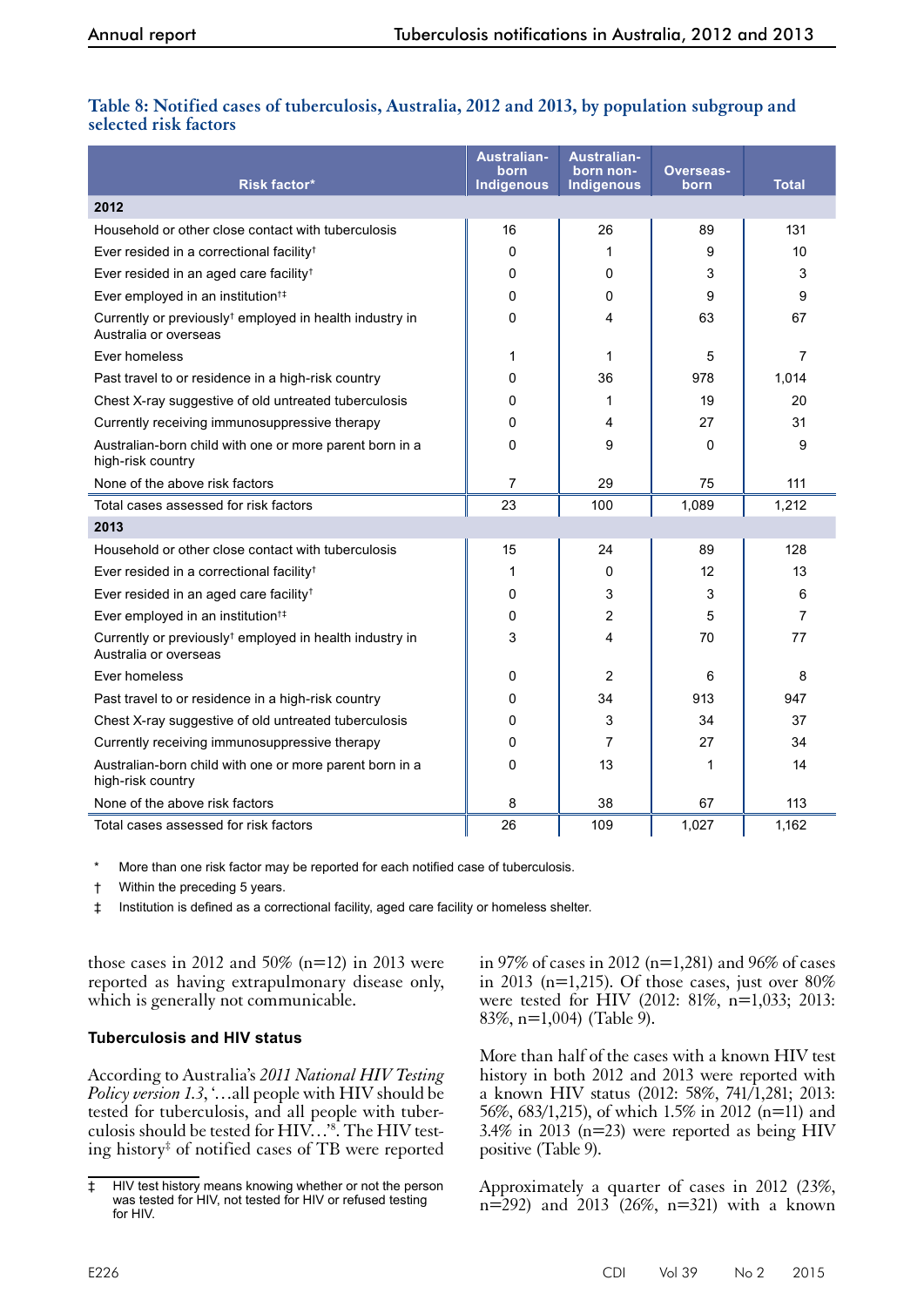**Table 8: Notified cases of tuberculosis, Australia, 2012 and 2013, by population subgroup and selected risk factors**

| Risk factor* | Australian-born Indigenous | Australian-born non-Indigenous | Overseas-born | Total |
|---|---|---|---|---|
| **2012** | | | | |
| Household or other close contact with tuberculosis | 16 | 26 | 89 | 131 |
| Ever resided in a correctional facility† | 0 | 1 | 9 | 10 |
| Ever resided in an aged care facility† | 0 | 0 | 3 | 3 |
| Ever employed in an institution†‡ | 0 | 0 | 9 | 9 |
| Currently or previously† employed in health industry in Australia or overseas | 0 | 4 | 63 | 67 |
| Ever homeless | 1 | 1 | 5 | 7 |
| Past travel to or residence in a high-risk country | 0 | 36 | 978 | 1,014 |
| Chest X-ray suggestive of old untreated tuberculosis | 0 | 1 | 19 | 20 |
| Currently receiving immunosuppressive therapy | 0 | 4 | 27 | 31 |
| Australian-born child with one or more parent born in a high-risk country | 0 | 9 | 0 | 9 |
| None of the above risk factors | 7 | 29 | 75 | 111 |
| Total cases assessed for risk factors | 23 | 100 | 1,089 | 1,212 |
| **2013** | | | | |
| Household or other close contact with tuberculosis | 15 | 24 | 89 | 128 |
| Ever resided in a correctional facility† | 1 | 0 | 12 | 13 |
| Ever resided in an aged care facility† | 0 | 3 | 3 | 6 |
| Ever employed in an institution†‡ | 0 | 2 | 5 | 7 |
| Currently or previously† employed in health industry in Australia or overseas | 3 | 4 | 70 | 77 |
| Ever homeless | 0 | 2 | 6 | 8 |
| Past travel to or residence in a high-risk country | 0 | 34 | 913 | 947 |
| Chest X-ray suggestive of old untreated tuberculosis | 0 | 3 | 34 | 37 |
| Currently receiving immunosuppressive therapy | 0 | 7 | 27 | 34 |
| Australian-born child with one or more parent born in a high-risk country | 0 | 13 | 1 | 14 |
| None of the above risk factors | 8 | 38 | 67 | 113 |
| Total cases assessed for risk factors | 26 | 109 | 1,027 | 1,162 |

\* More than one risk factor may be reported for each notified case of tuberculosis.

† Within the preceding 5 years.

‡ Institution is defined as a correctional facility, aged care facility or homeless shelter.

those cases in 2012 and 50% (n=12) in 2013 were reported as having extrapulmonary disease only, which is generally not communicable.

### Tuberculosis and HIV status

According to Australia's *2011 National HIV Testing Policy version 1.3*, '…all people with HIV should be tested for tuberculosis, and all people with tuberculosis should be tested for HIV…'[8]. The HIV testing history‡ of notified cases of TB were reported in 97% of cases in 2012 (n=1,281) and 96% of cases in 2013 (n=1,215). Of those cases, just over 80% were tested for HIV (2012: 81%, n=1,033; 2013: 83%, n=1,004) (Table 9).

More than half of the cases with a known HIV test history in both 2012 and 2013 were reported with a known HIV status (2012: 58%, 741/1,281; 2013: 56%, 683/1,215), of which 1.5% in 2012 (n=11) and 3.4% in 2013 (n=23) were reported as being HIV positive (Table 9).

Approximately a quarter of cases in 2012 (23%, n=292) and 2013 (26%, n=321) with a known

‡ HIV test history means knowing whether or not the person was tested for HIV, not tested for HIV or refused testing for HIV.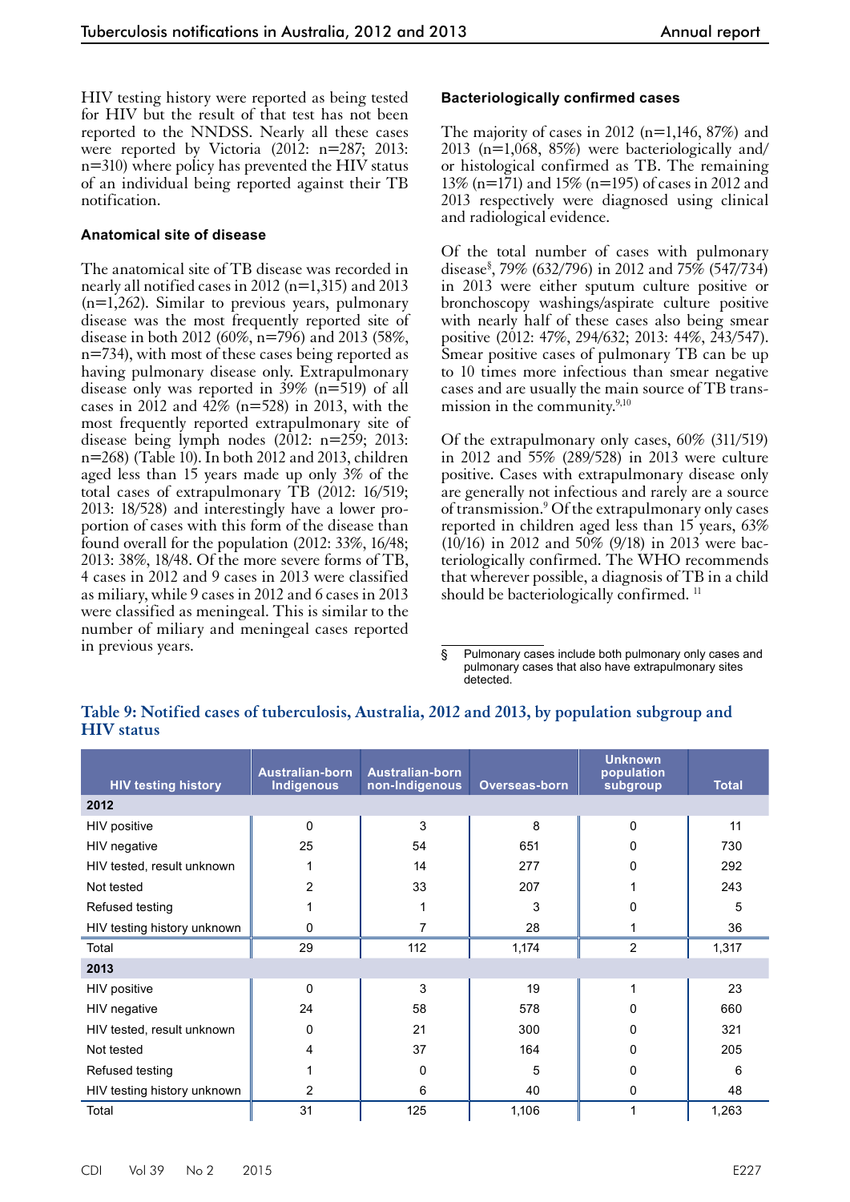HIV testing history were reported as being tested for HIV but the result of that test has not been reported to the NNDSS. Nearly all these cases were reported by Victoria (2012: n=287; 2013: n=310) where policy has prevented the HIV status of an individual being reported against their TB notification.

### Anatomical site of disease

The anatomical site of TB disease was recorded in nearly all notified cases in 2012 (n=1,315) and 2013 (n=1,262). Similar to previous years, pulmonary disease was the most frequently reported site of disease in both 2012 (60%, n=796) and 2013 (58%, n=734), with most of these cases being reported as having pulmonary disease only. Extrapulmonary disease only was reported in 39% (n=519) of all cases in 2012 and 42% (n=528) in 2013, with the most frequently reported extrapulmonary site of disease being lymph nodes (2012: n=259; 2013: n=268) (Table 10). In both 2012 and 2013, children aged less than 15 years made up only 3% of the total cases of extrapulmonary TB (2012: 16/519; 2013: 18/528) and interestingly have a lower proportion of cases with this form of the disease than found overall for the population (2012: 33%, 16/48; 2013: 38%, 18/48. Of the more severe forms of TB, 4 cases in 2012 and 9 cases in 2013 were classified as miliary, while 9 cases in 2012 and 6 cases in 2013 were classified as meningeal. This is similar to the number of miliary and meningeal cases reported in previous years.

### Bacteriologically confirmed cases

The majority of cases in 2012 (n=1,146, 87%) and 2013 (n=1,068, 85%) were bacteriologically and/or histological confirmed as TB. The remaining 13% (n=171) and 15% (n=195) of cases in 2012 and 2013 respectively were diagnosed using clinical and radiological evidence.

Of the total number of cases with pulmonary disease[§], 79% (632/796) in 2012 and 75% (547/734) in 2013 were either sputum culture positive or bronchoscopy washings/aspirate culture positive with nearly half of these cases also being smear positive (2012: 47%, 294/632; 2013: 44%, 243/547). Smear positive cases of pulmonary TB can be up to 10 times more infectious than smear negative cases and are usually the main source of TB transmission in the community.[9,10]

Of the extrapulmonary only cases, 60% (311/519) in 2012 and 55% (289/528) in 2013 were culture positive. Cases with extrapulmonary disease only are generally not infectious and rarely are a source of transmission.[9] Of the extrapulmonary only cases reported in children aged less than 15 years, 63% (10/16) in 2012 and 50% (9/18) in 2013 were bacteriologically confirmed. The WHO recommends that wherever possible, a diagnosis of TB in a child should be bacteriologically confirmed.[11]

§ Pulmonary cases include both pulmonary only cases and pulmonary cases that also have extrapulmonary sites detected.

**Table 9: Notified cases of tuberculosis, Australia, 2012 and 2013, by population subgroup and HIV status**

| HIV testing history | Australian-born Indigenous | Australian-born non-Indigenous | Overseas-born | Unknown population subgroup | Total |
|---|---|---|---|---|---|
| **2012** | | | | | |
| HIV positive | 0 | 3 | 8 | 0 | 11 |
| HIV negative | 25 | 54 | 651 | 0 | 730 |
| HIV tested, result unknown | 1 | 14 | 277 | 0 | 292 |
| Not tested | 2 | 33 | 207 | 1 | 243 |
| Refused testing | 1 | 1 | 3 | 0 | 5 |
| HIV testing history unknown | 0 | 7 | 28 | 1 | 36 |
| Total | 29 | 112 | 1,174 | 2 | 1,317 |
| **2013** | | | | | |
| HIV positive | 0 | 3 | 19 | 1 | 23 |
| HIV negative | 24 | 58 | 578 | 0 | 660 |
| HIV tested, result unknown | 0 | 21 | 300 | 0 | 321 |
| Not tested | 4 | 37 | 164 | 0 | 205 |
| Refused testing | 1 | 0 | 5 | 0 | 6 |
| HIV testing history unknown | 2 | 6 | 40 | 0 | 48 |
| Total | 31 | 125 | 1,106 | 1 | 1,263 |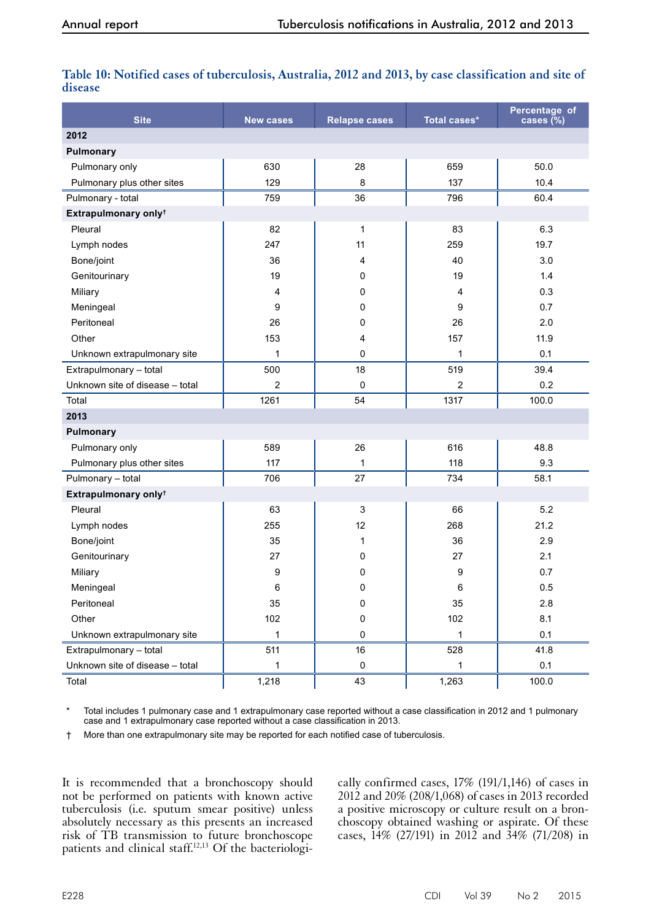**Table 10: Notified cases of tuberculosis, Australia, 2012 and 2013, by case classification and site of disease**

| Site | New cases | Relapse cases | Total cases* | Percentage of cases (%) |
|---|---|---|---|---|
| **2012** | | | | |
| **Pulmonary** | | | | |
| Pulmonary only | 630 | 28 | 659 | 50.0 |
| Pulmonary plus other sites | 129 | 8 | 137 | 10.4 |
| Pulmonary - total | 759 | 36 | 796 | 60.4 |
| **Extrapulmonary only†** | | | | |
| Pleural | 82 | 1 | 83 | 6.3 |
| Lymph nodes | 247 | 11 | 259 | 19.7 |
| Bone/joint | 36 | 4 | 40 | 3.0 |
| Genitourinary | 19 | 0 | 19 | 1.4 |
| Miliary | 4 | 0 | 4 | 0.3 |
| Meningeal | 9 | 0 | 9 | 0.7 |
| Peritoneal | 26 | 0 | 26 | 2.0 |
| Other | 153 | 4 | 157 | 11.9 |
| Unknown extrapulmonary site | 1 | 0 | 1 | 0.1 |
| Extrapulmonary – total | 500 | 18 | 519 | 39.4 |
| Unknown site of disease – total | 2 | 0 | 2 | 0.2 |
| Total | 1261 | 54 | 1317 | 100.0 |
| **2013** | | | | |
| **Pulmonary** | | | | |
| Pulmonary only | 589 | 26 | 616 | 48.8 |
| Pulmonary plus other sites | 117 | 1 | 118 | 9.3 |
| Pulmonary – total | 706 | 27 | 734 | 58.1 |
| **Extrapulmonary only†** | | | | |
| Pleural | 63 | 3 | 66 | 5.2 |
| Lymph nodes | 255 | 12 | 268 | 21.2 |
| Bone/joint | 35 | 1 | 36 | 2.9 |
| Genitourinary | 27 | 0 | 27 | 2.1 |
| Miliary | 9 | 0 | 9 | 0.7 |
| Meningeal | 6 | 0 | 6 | 0.5 |
| Peritoneal | 35 | 0 | 35 | 2.8 |
| Other | 102 | 0 | 102 | 8.1 |
| Unknown extrapulmonary site | 1 | 0 | 1 | 0.1 |
| Extrapulmonary – total | 511 | 16 | 528 | 41.8 |
| Unknown site of disease – total | 1 | 0 | 1 | 0.1 |
| Total | 1,218 | 43 | 1,263 | 100.0 |

\* Total includes 1 pulmonary case and 1 extrapulmonary case reported without a case classification in 2012 and 1 pulmonary case and 1 extrapulmonary case reported without a case classification in 2013.

† More than one extrapulmonary site may be reported for each notified case of tuberculosis.

It is recommended that a bronchoscopy should not be performed on patients with known active tuberculosis (i.e. sputum smear positive) unless absolutely necessary as this presents an increased risk of TB transmission to future bronchoscope patients and clinical staff.[12,13] Of the bacteriologically confirmed cases, 17% (191/1,146) of cases in 2012 and 20% (208/1,068) of cases in 2013 recorded a positive microscopy or culture result on a bronchoscopy obtained washing or aspirate. Of these cases, 14% (27/191) in 2012 and 34% (71/208) in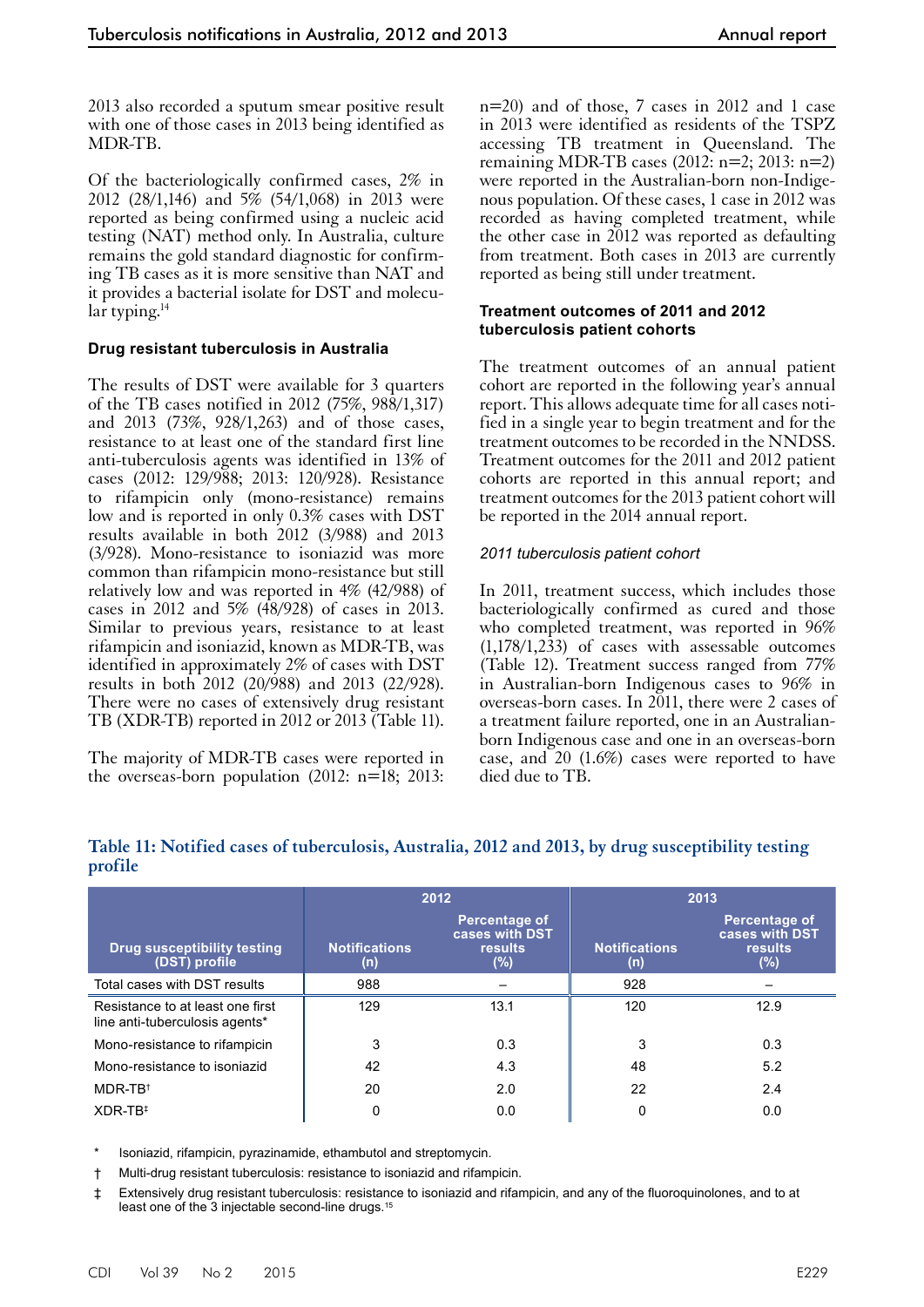2013 also recorded a sputum smear positive result with one of those cases in 2013 being identified as MDR-TB.

Of the bacteriologically confirmed cases, 2% in 2012 (28/1,146) and 5% (54/1,068) in 2013 were reported as being confirmed using a nucleic acid testing (NAT) method only. In Australia, culture remains the gold standard diagnostic for confirming TB cases as it is more sensitive than NAT and it provides a bacterial isolate for DST and molecular typing.[14]

### Drug resistant tuberculosis in Australia

The results of DST were available for 3 quarters of the TB cases notified in 2012 (75%, 988/1,317) and 2013 (73%, 928/1,263) and of those cases, resistance to at least one of the standard first line anti-tuberculosis agents was identified in 13% of cases (2012: 129/988; 2013: 120/928). Resistance to rifampicin only (mono-resistance) remains low and is reported in only 0.3% cases with DST results available in both 2012 (3/988) and 2013 (3/928). Mono-resistance to isoniazid was more common than rifampicin mono-resistance but still relatively low and was reported in 4% (42/988) of cases in 2012 and 5% (48/928) of cases in 2013. Similar to previous years, resistance to at least rifampicin and isoniazid, known as MDR-TB, was identified in approximately 2% of cases with DST results in both 2012 (20/988) and 2013 (22/928). There were no cases of extensively drug resistant TB (XDR-TB) reported in 2012 or 2013 (Table 11).

The majority of MDR-TB cases were reported in the overseas-born population (2012: n=18; 2013: n=20) and of those, 7 cases in 2012 and 1 case in 2013 were identified as residents of the TSPZ accessing TB treatment in Queensland. The remaining MDR-TB cases (2012: n=2; 2013: n=2) were reported in the Australian-born non-Indigenous population. Of these cases, 1 case in 2012 was recorded as having completed treatment, while the other case in 2012 was reported as defaulting from treatment. Both cases in 2013 are currently reported as being still under treatment.

### Treatment outcomes of 2011 and 2012 tuberculosis patient cohorts

The treatment outcomes of an annual patient cohort are reported in the following year's annual report. This allows adequate time for all cases notified in a single year to begin treatment and for the treatment outcomes to be recorded in the NNDSS. Treatment outcomes for the 2011 and 2012 patient cohorts are reported in this annual report; and treatment outcomes for the 2013 patient cohort will be reported in the 2014 annual report.

#### *2011 tuberculosis patient cohort*

In 2011, treatment success, which includes those bacteriologically confirmed as cured and those who completed treatment, was reported in 96% (1,178/1,233) of cases with assessable outcomes (Table 12). Treatment success ranged from 77% in Australian-born Indigenous cases to 96% in overseas-born cases. In 2011, there were 2 cases of a treatment failure reported, one in an Australian-born Indigenous case and one in an overseas-born case, and 20 (1.6%) cases were reported to have died due to TB.

**Table 11: Notified cases of tuberculosis, Australia, 2012 and 2013, by drug susceptibility testing profile**

| Drug susceptibility testing (DST) profile | 2012 | | 2013 | |
|---|---|---|---|---|
| | Notifications (n) | Percentage of cases with DST results (%) | Notifications (n) | Percentage of cases with DST results (%) |
| Total cases with DST results | 988 | – | 928 | – |
| Resistance to at least one first line anti-tuberculosis agents* | 129 | 13.1 | 120 | 12.9 |
| Mono-resistance to rifampicin | 3 | 0.3 | 3 | 0.3 |
| Mono-resistance to isoniazid | 42 | 4.3 | 48 | 5.2 |
| MDR-TB† | 20 | 2.0 | 22 | 2.4 |
| XDR-TB‡ | 0 | 0.0 | 0 | 0.0 |

\* Isoniazid, rifampicin, pyrazinamide, ethambutol and streptomycin.

† Multi-drug resistant tuberculosis: resistance to isoniazid and rifampicin.

‡ Extensively drug resistant tuberculosis: resistance to isoniazid and rifampicin, and any of the fluoroquinolones, and to at least one of the 3 injectable second-line drugs.[15]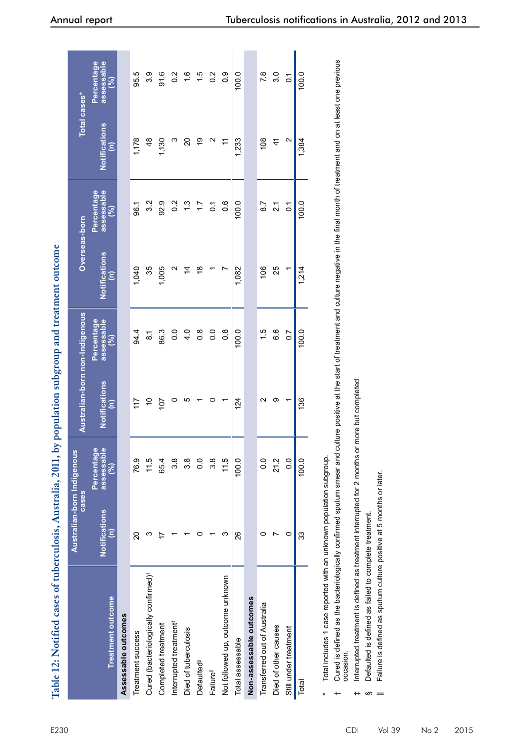## Table 12: Notified cases of tuberculosis, Australia, 2011, by population subgroup and treatment outcome

| Treatment outcome | Australian-born Indigenous cases | | Australian-born non-Indigenous | | Overseas-born | | Total cases* | |
|---|---|---|---|---|---|---|---|---|
| | Notifications (n) | Percentage assessable (%) | Notifications (n) | Percentage assessable (%) | Notifications (n) | Percentage assessable (%) | Notifications (n) | Percentage assessable (%) |
| **Assessable outcomes** | | | | | | | | |
| Treatment success | 20 | 76.9 | 117 | 94.4 | 1,040 | 96.1 | 1,178 | 95.5 |
| Cured (bacteriologically confirmed)† | 3 | 11.5 | 10 | 8.1 | 35 | 3.2 | 48 | 3.9 |
| Completed treatment | 17 | 65.4 | 107 | 86.3 | 1,005 | 92.9 | 1,130 | 91.6 |
| Interrupted treatment‡ | 1 | 3.8 | 0 | 0.0 | 2 | 0.2 | 3 | 0.2 |
| Died of tuberculosis | 1 | 3.8 | 5 | 4.0 | 14 | 1.3 | 20 | 1.6 |
| Defaulted§ | 0 | 0.0 | 1 | 0.8 | 18 | 1.7 | 19 | 1.5 |
| Failure‖ | 1 | 3.8 | 0 | 0.0 | 1 | 0.1 | 2 | 0.2 |
| Not followed up, outcome unknown | 3 | 11.5 | 1 | 0.8 | 7 | 0.6 | 11 | 0.9 |
| Total assessable | 26 | 100.0 | 124 | 100.0 | 1,082 | 100.0 | 1,233 | 100.0 |
| **Non-assessable outcomes** | | | | | | | | |
| Transferred out of Australia | 0 | 0.0 | 2 | 1.5 | 106 | 8.7 | 108 | 7.8 |
| Died of other causes | 7 | 21.2 | 9 | 6.6 | 25 | 2.1 | 41 | 3.0 |
| Still under treatment | 0 | 0.0 | 1 | 0.7 | 1 | 0.1 | 2 | 0.1 |
| Total | 33 | 100.0 | 136 | 100.0 | 1,214 | 100.0 | 1,384 | 100.0 |

\* Total includes 1 case reported with an unknown population subgroup.

† Cured is defined as the bacteriologically confirmed sputum smear and culture positive at the start of treatment and culture negative in the final month of treatment and on at least one previous occasion.

‡ Interrupted treatment is defined as treatment interrupted for 2 months or more but completed

§ Defaulted is defined as failed to complete treatment.

‖ Failure is defined as sputum culture positive at 5 months or later.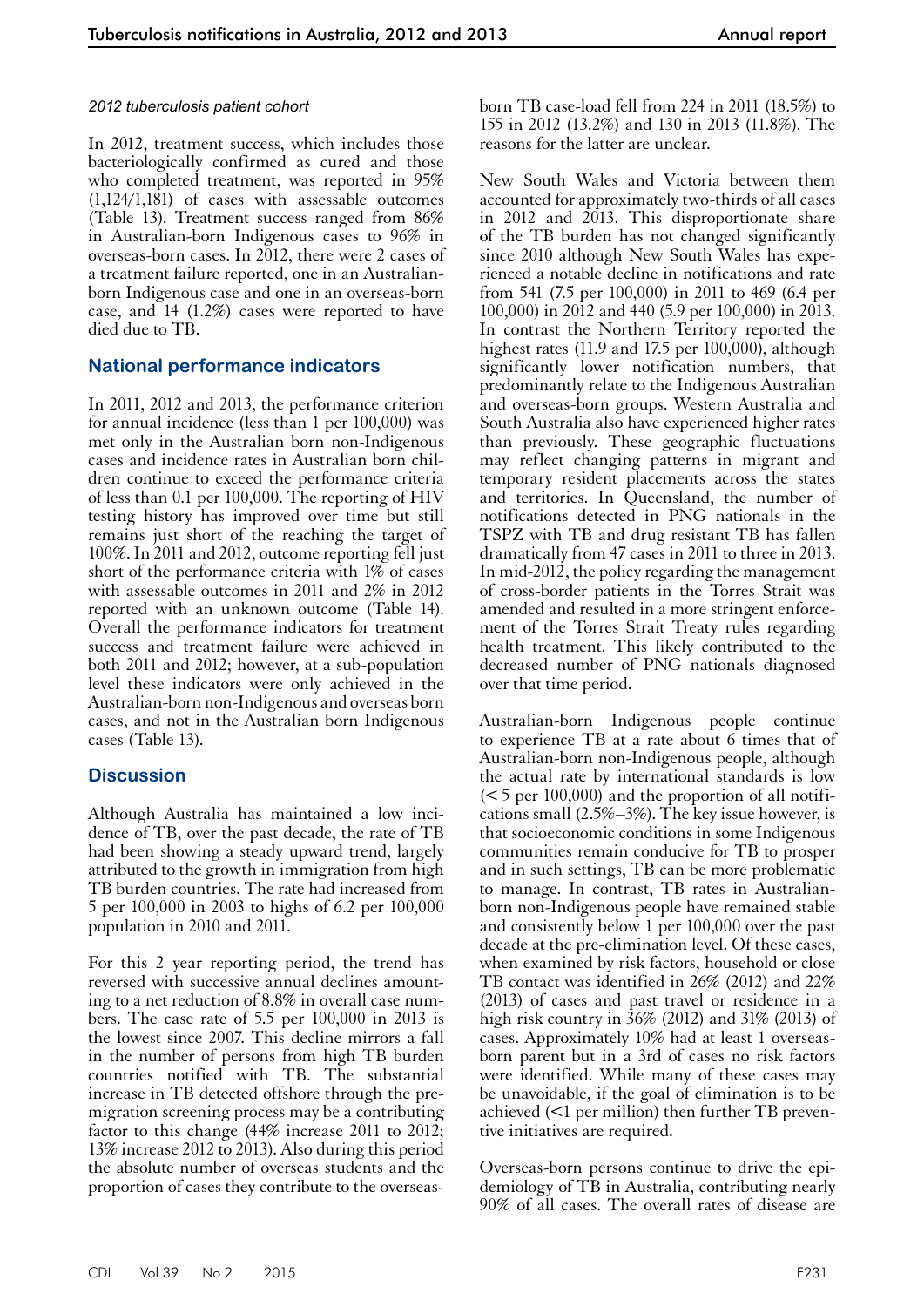*2012 tuberculosis patient cohort*

In 2012, treatment success, which includes those bacteriologically confirmed as cured and those who completed treatment, was reported in 95% (1,124/1,181) of cases with assessable outcomes (Table 13). Treatment success ranged from 86% in Australian-born Indigenous cases to 96% in overseas-born cases. In 2012, there were 2 cases of a treatment failure reported, one in an Australian-born Indigenous case and one in an overseas-born case, and 14 (1.2%) cases were reported to have died due to TB.

## National performance indicators

In 2011, 2012 and 2013, the performance criterion for annual incidence (less than 1 per 100,000) was met only in the Australian born non-Indigenous cases and incidence rates in Australian born children continue to exceed the performance criteria of less than 0.1 per 100,000. The reporting of HIV testing history has improved over time but still remains just short of the reaching the target of 100%. In 2011 and 2012, outcome reporting fell just short of the performance criteria with 1% of cases with assessable outcomes in 2011 and 2% in 2012 reported with an unknown outcome (Table 14). Overall the performance indicators for treatment success and treatment failure were achieved in both 2011 and 2012; however, at a sub-population level these indicators were only achieved in the Australian-born non-Indigenous and overseas born cases, and not in the Australian born Indigenous cases (Table 13).

## Discussion

Although Australia has maintained a low incidence of TB, over the past decade, the rate of TB had been showing a steady upward trend, largely attributed to the growth in immigration from high TB burden countries. The rate had increased from 5 per 100,000 in 2003 to highs of 6.2 per 100,000 population in 2010 and 2011.

For this 2 year reporting period, the trend has reversed with successive annual declines amounting to a net reduction of 8.8% in overall case numbers. The case rate of 5.5 per 100,000 in 2013 is the lowest since 2007. This decline mirrors a fall in the number of persons from high TB burden countries notified with TB. The substantial increase in TB detected offshore through the pre-migration screening process may be a contributing factor to this change (44% increase 2011 to 2012; 13% increase 2012 to 2013). Also during this period the absolute number of overseas students and the proportion of cases they contribute to the overseas-born TB case-load fell from 224 in 2011 (18.5%) to 155 in 2012 (13.2%) and 130 in 2013 (11.8%). The reasons for the latter are unclear.

New South Wales and Victoria between them accounted for approximately two-thirds of all cases in 2012 and 2013. This disproportionate share of the TB burden has not changed significantly since 2010 although New South Wales has experienced a notable decline in notifications and rate from 541 (7.5 per 100,000) in 2011 to 469 (6.4 per 100,000) in 2012 and 440 (5.9 per 100,000) in 2013. In contrast the Northern Territory reported the highest rates (11.9 and 17.5 per 100,000), although significantly lower notification numbers, that predominantly relate to the Indigenous Australian and overseas-born groups. Western Australia and South Australia also have experienced higher rates than previously. These geographic fluctuations may reflect changing patterns in migrant and temporary resident placements across the states and territories. In Queensland, the number of notifications detected in PNG nationals in the TSPZ with TB and drug resistant TB has fallen dramatically from 47 cases in 2011 to three in 2013. In mid-2012, the policy regarding the management of cross-border patients in the Torres Strait was amended and resulted in a more stringent enforcement of the Torres Strait Treaty rules regarding health treatment. This likely contributed to the decreased number of PNG nationals diagnosed over that time period.

Australian-born Indigenous people continue to experience TB at a rate about 6 times that of Australian-born non-Indigenous people, although the actual rate by international standards is low (< 5 per 100,000) and the proportion of all notifications small (2.5%–3%). The key issue however, is that socioeconomic conditions in some Indigenous communities remain conducive for TB to prosper and in such settings, TB can be more problematic to manage. In contrast, TB rates in Australian-born non-Indigenous people have remained stable and consistently below 1 per 100,000 over the past decade at the pre-elimination level. Of these cases, when examined by risk factors, household or close TB contact was identified in 26% (2012) and 22% (2013) of cases and past travel or residence in a high risk country in 36% (2012) and 31% (2013) of cases. Approximately 10% had at least 1 overseas-born parent but in a 3rd of cases no risk factors were identified. While many of these cases may be unavoidable, if the goal of elimination is to be achieved (<1 per million) then further TB preventive initiatives are required.

Overseas-born persons continue to drive the epidemiology of TB in Australia, contributing nearly 90% of all cases. The overall rates of disease are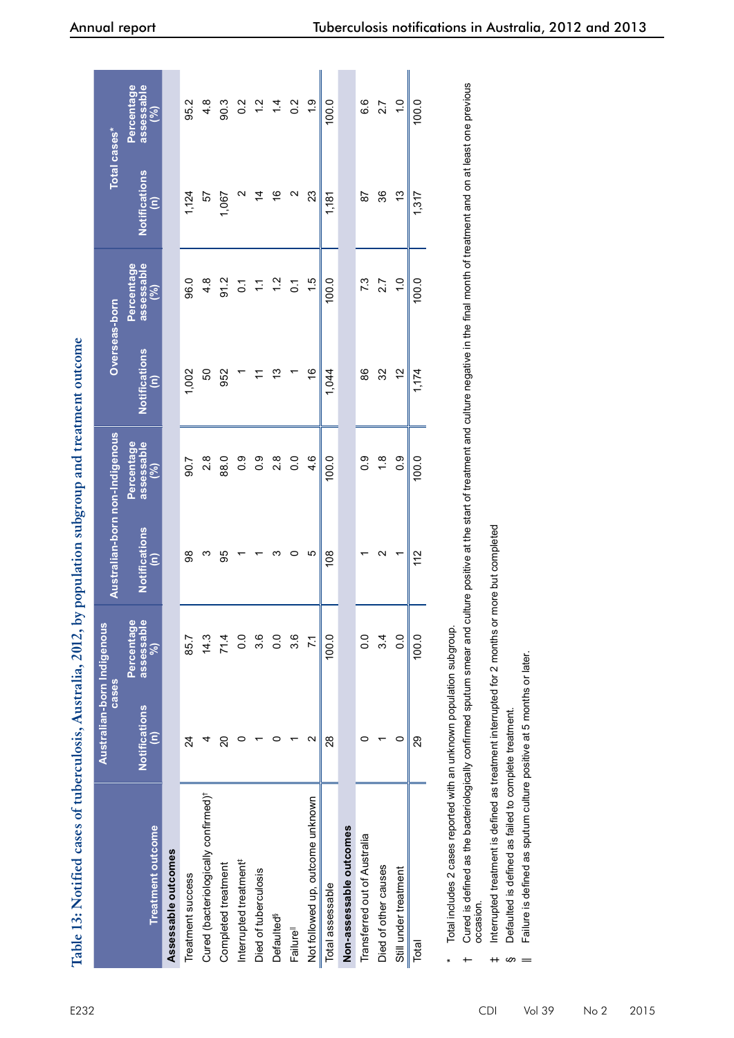## Table 13: Notified cases of tuberculosis, Australia, 2012, by population subgroup and treatment outcome

| Treatment outcome | Australian-born Indigenous cases | | Australian-born non-Indigenous | | Overseas-born | | Total cases* | |
|---|---|---|---|---|---|---|---|---|
| | Notifications (n) | Percentage assessable (%) | Notifications (n) | Percentage assessable (%) | Notifications (n) | Percentage assessable (%) | Notifications (n) | Percentage assessable (%) |
| **Assessable outcomes** | | | | | | | | |
| Treatment success | 24 | 85.7 | 98 | 90.7 | 1,002 | 96.0 | 1,124 | 95.2 |
| Cured (bacteriologically confirmed)† | 4 | 14.3 | 3 | 2.8 | 50 | 4.8 | 57 | 4.8 |
| Completed treatment | 20 | 71.4 | 95 | 88.0 | 952 | 91.2 | 1,067 | 90.3 |
| Interrupted treatment‡ | 0 | 0.0 | 1 | 0.9 | 1 | 0.1 | 2 | 0.2 |
| Died of tuberculosis | 1 | 3.6 | 1 | 0.9 | 11 | 1.1 | 14 | 1.2 |
| Defaulted§ | 0 | 0.0 | 3 | 2.8 | 13 | 1.2 | 16 | 1.4 |
| Failure‖ | 1 | 3.6 | 0 | 0.0 | 1 | 0.1 | 2 | 0.2 |
| Not followed up, outcome unknown | 2 | 7.1 | 5 | 4.6 | 16 | 1.5 | 23 | 1.9 |
| Total assessable | 28 | 100.0 | 108 | 100.0 | 1,044 | 100.0 | 1,181 | 100.0 |
| **Non-assessable outcomes** | | | | | | | | |
| Transferred out of Australia | 0 | 0.0 | 1 | 0.9 | 86 | 7.3 | 87 | 6.6 |
| Died of other causes | 1 | 3.4 | 2 | 1.8 | 32 | 2.7 | 36 | 2.7 |
| Still under treatment | 0 | 0.0 | 1 | 0.9 | 12 | 1.0 | 13 | 1.0 |
| Total | 29 | 100.0 | 112 | 100.0 | 1,174 | 100.0 | 1,317 | 100.0 |

\* Total includes 2 cases reported with an unknown population subgroup.

† Cured is defined as the bacteriologically confirmed sputum smear and culture positive at the start of treatment and culture negative in the final month of treatment and on at least one previous occasion.

‡ Interrupted treatment is defined as treatment interrupted for 2 months or more but completed

§ Defaulted is defined as failed to complete treatment.

‖ Failure is defined as sputum culture positive at 5 months or later.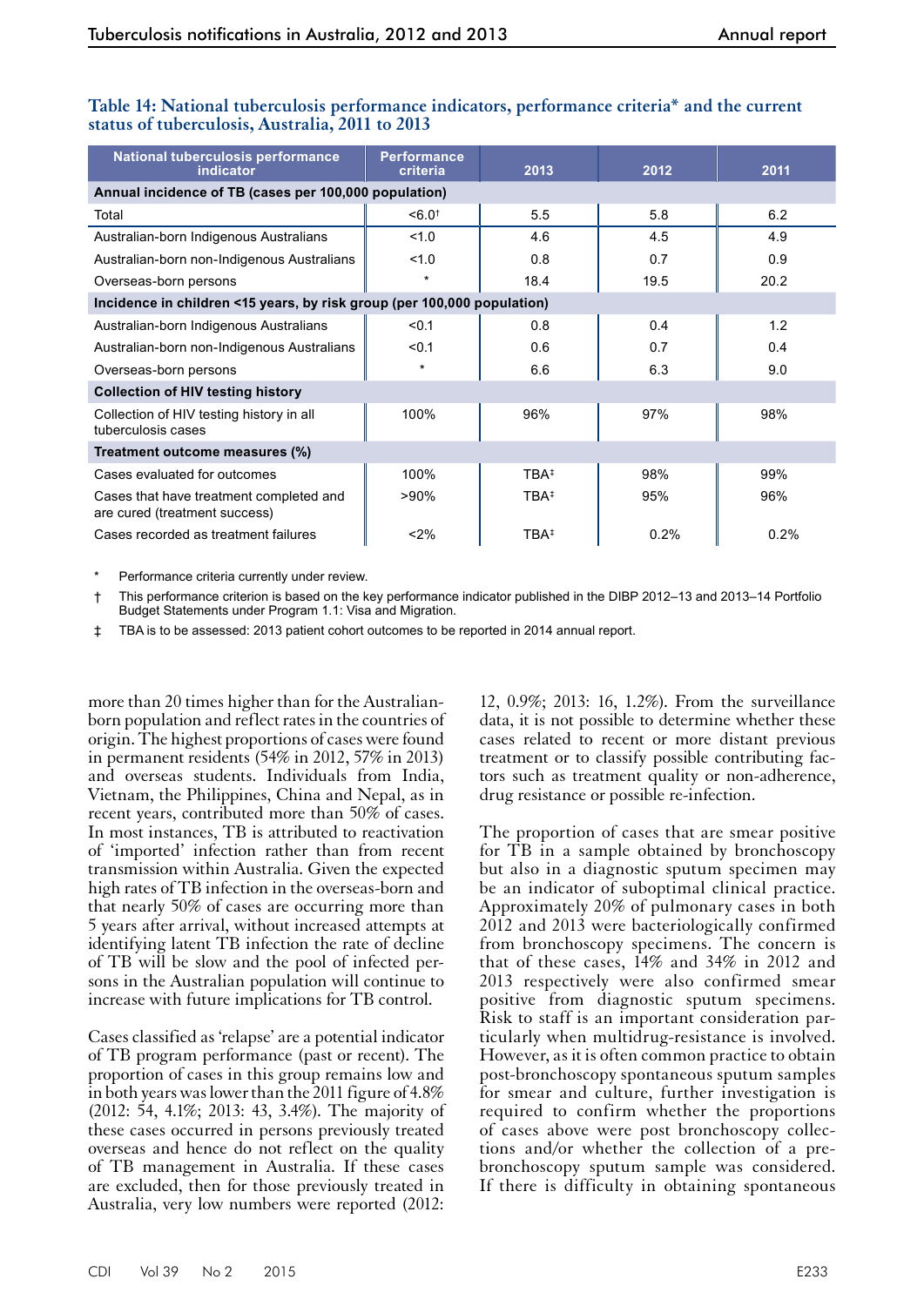**Table 14: National tuberculosis performance indicators, performance criteria* and the current status of tuberculosis, Australia, 2011 to 2013**

| National tuberculosis performance indicator | Performance criteria | 2013 | 2012 | 2011 |
|---|---|---|---|---|
| **Annual incidence of TB (cases per 100,000 population)** | | | | |
| Total | <6.0† | 5.5 | 5.8 | 6.2 |
| Australian-born Indigenous Australians | <1.0 | 4.6 | 4.5 | 4.9 |
| Australian-born non-Indigenous Australians | <1.0 | 0.8 | 0.7 | 0.9 |
| Overseas-born persons | * | 18.4 | 19.5 | 20.2 |
| **Incidence in children <15 years, by risk group (per 100,000 population)** | | | | |
| Australian-born Indigenous Australians | <0.1 | 0.8 | 0.4 | 1.2 |
| Australian-born non-Indigenous Australians | <0.1 | 0.6 | 0.7 | 0.4 |
| Overseas-born persons | * | 6.6 | 6.3 | 9.0 |
| **Collection of HIV testing history** | | | | |
| Collection of HIV testing history in all tuberculosis cases | 100% | 96% | 97% | 98% |
| **Treatment outcome measures (%)** | | | | |
| Cases evaluated for outcomes | 100% | TBA‡ | 98% | 99% |
| Cases that have treatment completed and are cured (treatment success) | >90% | TBA‡ | 95% | 96% |
| Cases recorded as treatment failures | <2% | TBA‡ | 0.2% | 0.2% |

\* Performance criteria currently under review.

† This performance criterion is based on the key performance indicator published in the DIBP 2012–13 and 2013–14 Portfolio Budget Statements under Program 1.1: Visa and Migration.

‡ TBA is to be assessed: 2013 patient cohort outcomes to be reported in 2014 annual report.

more than 20 times higher than for the Australian-born population and reflect rates in the countries of origin. The highest proportions of cases were found in permanent residents (54% in 2012, 57% in 2013) and overseas students. Individuals from India, Vietnam, the Philippines, China and Nepal, as in recent years, contributed more than 50% of cases. In most instances, TB is attributed to reactivation of 'imported' infection rather than from recent transmission within Australia. Given the expected high rates of TB infection in the overseas-born and that nearly 50% of cases are occurring more than 5 years after arrival, without increased attempts at identifying latent TB infection the rate of decline of TB will be slow and the pool of infected persons in the Australian population will continue to increase with future implications for TB control.

Cases classified as 'relapse' are a potential indicator of TB program performance (past or recent). The proportion of cases in this group remains low and in both years was lower than the 2011 figure of 4.8% (2012: 54, 4.1%; 2013: 43, 3.4%). The majority of these cases occurred in persons previously treated overseas and hence do not reflect on the quality of TB management in Australia. If these cases are excluded, then for those previously treated in Australia, very low numbers were reported (2012: 12, 0.9%; 2013: 16, 1.2%). From the surveillance data, it is not possible to determine whether these cases related to recent or more distant previous treatment or to classify possible contributing factors such as treatment quality or non-adherence, drug resistance or possible re-infection.

The proportion of cases that are smear positive for TB in a sample obtained by bronchoscopy but also in a diagnostic sputum specimen may be an indicator of suboptimal clinical practice. Approximately 20% of pulmonary cases in both 2012 and 2013 were bacteriologically confirmed from bronchoscopy specimens. The concern is that of these cases, 14% and 34% in 2012 and 2013 respectively were also confirmed smear positive from diagnostic sputum specimens. Risk to staff is an important consideration particularly when multidrug-resistance is involved. However, as it is often common practice to obtain post-bronchoscopy spontaneous sputum samples for smear and culture, further investigation is required to confirm whether the proportions of cases above were post bronchoscopy collections and/or whether the collection of a pre-bronchoscopy sputum sample was considered. If there is difficulty in obtaining spontaneous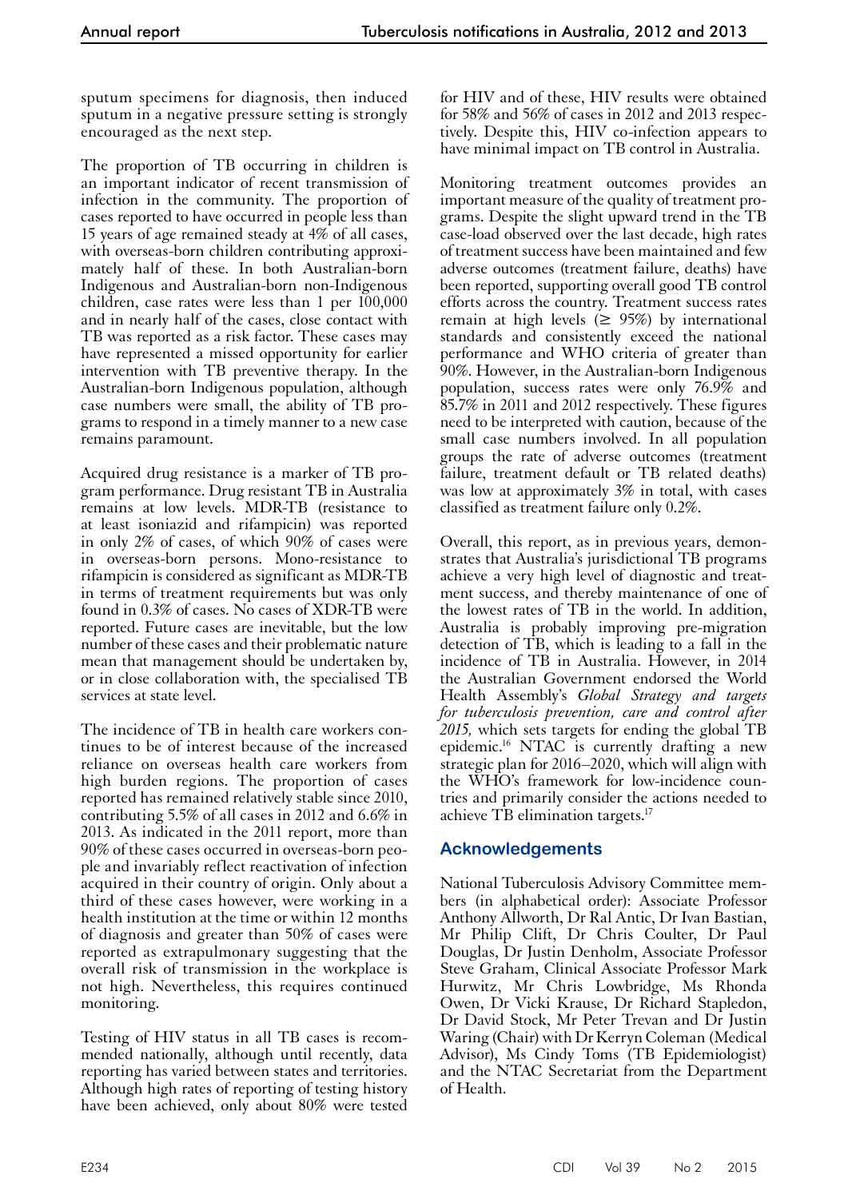sputum specimens for diagnosis, then induced sputum in a negative pressure setting is strongly encouraged as the next step.

The proportion of TB occurring in children is an important indicator of recent transmission of infection in the community. The proportion of cases reported to have occurred in people less than 15 years of age remained steady at 4% of all cases, with overseas-born children contributing approximately half of these. In both Australian-born Indigenous and Australian-born non-Indigenous children, case rates were less than 1 per 100,000 and in nearly half of the cases, close contact with TB was reported as a risk factor. These cases may have represented a missed opportunity for earlier intervention with TB preventive therapy. In the Australian-born Indigenous population, although case numbers were small, the ability of TB programs to respond in a timely manner to a new case remains paramount.

Acquired drug resistance is a marker of TB program performance. Drug resistant TB in Australia remains at low levels. MDR-TB (resistance to at least isoniazid and rifampicin) was reported in only 2% of cases, of which 90% of cases were in overseas-born persons. Mono-resistance to rifampicin is considered as significant as MDR-TB in terms of treatment requirements but was only found in 0.3% of cases. No cases of XDR-TB were reported. Future cases are inevitable, but the low number of these cases and their problematic nature mean that management should be undertaken by, or in close collaboration with, the specialised TB services at state level.

The incidence of TB in health care workers continues to be of interest because of the increased reliance on overseas health care workers from high burden regions. The proportion of cases reported has remained relatively stable since 2010, contributing 5.5% of all cases in 2012 and 6.6% in 2013. As indicated in the 2011 report, more than 90% of these cases occurred in overseas-born people and invariably reflect reactivation of infection acquired in their country of origin. Only about a third of these cases however, were working in a health institution at the time or within 12 months of diagnosis and greater than 50% of cases were reported as extrapulmonary suggesting that the overall risk of transmission in the workplace is not high. Nevertheless, this requires continued monitoring.

Testing of HIV status in all TB cases is recommended nationally, although until recently, data reporting has varied between states and territories. Although high rates of reporting of testing history have been achieved, only about 80% were tested for HIV and of these, HIV results were obtained for 58% and 56% of cases in 2012 and 2013 respectively. Despite this, HIV co-infection appears to have minimal impact on TB control in Australia.

Monitoring treatment outcomes provides an important measure of the quality of treatment programs. Despite the slight upward trend in the TB case-load observed over the last decade, high rates of treatment success have been maintained and few adverse outcomes (treatment failure, deaths) have been reported, supporting overall good TB control efforts across the country. Treatment success rates remain at high levels (≥ 95%) by international standards and consistently exceed the national performance and WHO criteria of greater than 90%. However, in the Australian-born Indigenous population, success rates were only 76.9% and 85.7% in 2011 and 2012 respectively. These figures need to be interpreted with caution, because of the small case numbers involved. In all population groups the rate of adverse outcomes (treatment failure, treatment default or TB related deaths) was low at approximately 3% in total, with cases classified as treatment failure only 0.2%.

Overall, this report, as in previous years, demonstrates that Australia's jurisdictional TB programs achieve a very high level of diagnostic and treatment success, and thereby maintenance of one of the lowest rates of TB in the world. In addition, Australia is probably improving pre-migration detection of TB, which is leading to a fall in the incidence of TB in Australia. However, in 2014 the Australian Government endorsed the World Health Assembly's *Global Strategy and targets for tuberculosis prevention, care and control after 2015,* which sets targets for ending the global TB epidemic.[16] NTAC is currently drafting a new strategic plan for 2016–2020, which will align with the WHO's framework for low-incidence countries and primarily consider the actions needed to achieve TB elimination targets.[17]

## Acknowledgements

National Tuberculosis Advisory Committee members (in alphabetical order): Associate Professor Anthony Allworth, Dr Ral Antic, Dr Ivan Bastian, Mr Philip Clift, Dr Chris Coulter, Dr Paul Douglas, Dr Justin Denholm, Associate Professor Steve Graham, Clinical Associate Professor Mark Hurwitz, Mr Chris Lowbridge, Ms Rhonda Owen, Dr Vicki Krause, Dr Richard Stapledon, Dr David Stock, Mr Peter Trevan and Dr Justin Waring (Chair) with Dr Kerryn Coleman (Medical Advisor), Ms Cindy Toms (TB Epidemiologist) and the NTAC Secretariat from the Department of Health.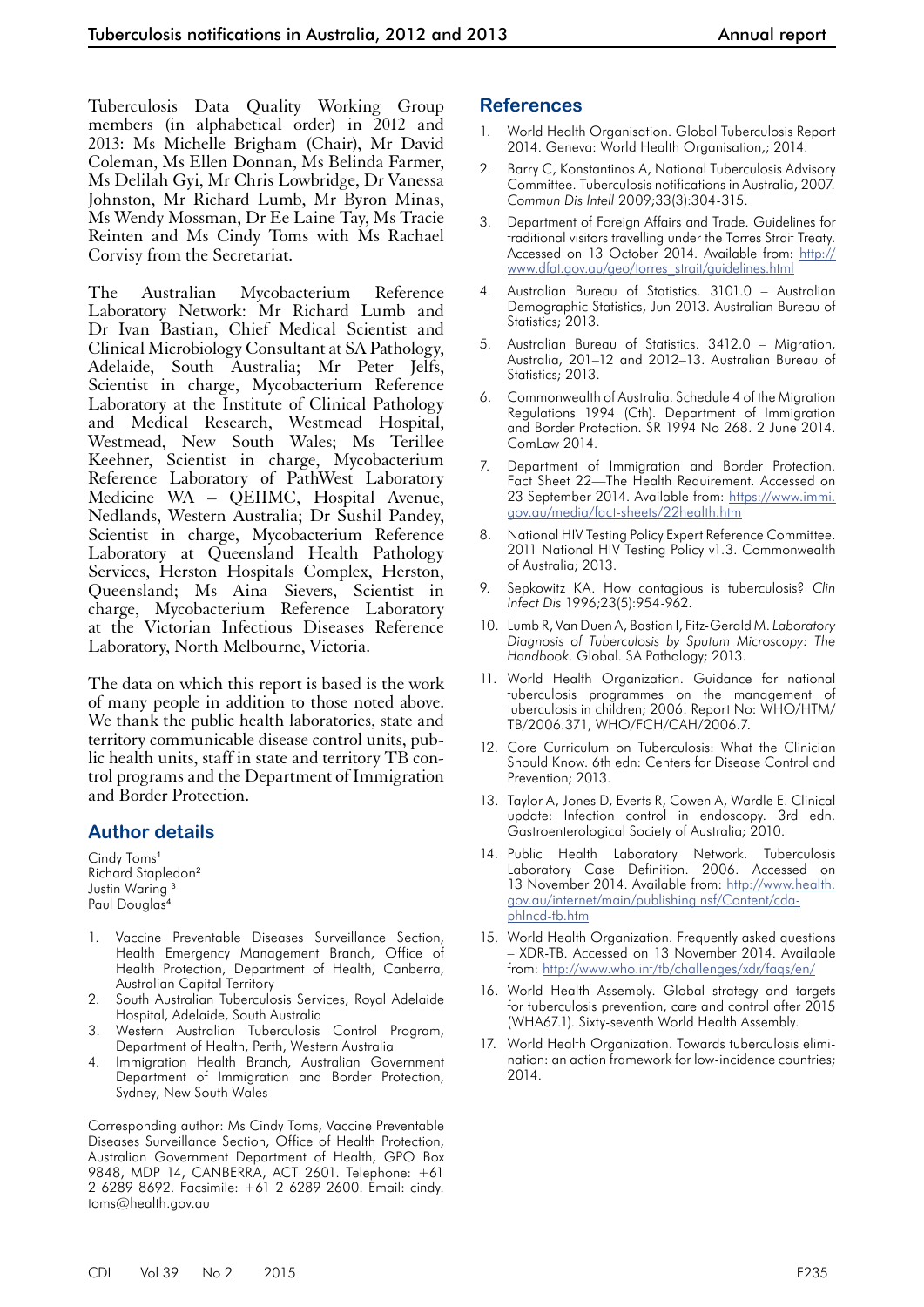Tuberculosis Data Quality Working Group members (in alphabetical order) in 2012 and 2013: Ms Michelle Brigham (Chair), Mr David Coleman, Ms Ellen Donnan, Ms Belinda Farmer, Ms Delilah Gyi, Mr Chris Lowbridge, Dr Vanessa Johnston, Mr Richard Lumb, Mr Byron Minas, Ms Wendy Mossman, Dr Ee Laine Tay, Ms Tracie Reinten and Ms Cindy Toms with Ms Rachael Corvisy from the Secretariat.

The Australian Mycobacterium Reference Laboratory Network: Mr Richard Lumb and Dr Ivan Bastian, Chief Medical Scientist and Clinical Microbiology Consultant at SA Pathology, Adelaide, South Australia; Mr Peter Jelfs, Scientist in charge, Mycobacterium Reference Laboratory at the Institute of Clinical Pathology and Medical Research, Westmead Hospital, Westmead, New South Wales; Ms Terillee Keehner, Scientist in charge, Mycobacterium Reference Laboratory of PathWest Laboratory Medicine WA – QEIIMC, Hospital Avenue, Nedlands, Western Australia; Dr Sushil Pandey, Scientist in charge, Mycobacterium Reference Laboratory at Queensland Health Pathology Services, Herston Hospitals Complex, Herston, Queensland; Ms Aina Sievers, Scientist in charge, Mycobacterium Reference Laboratory at the Victorian Infectious Diseases Reference Laboratory, North Melbourne, Victoria.

The data on which this report is based is the work of many people in addition to those noted above. We thank the public health laboratories, state and territory communicable disease control units, public health units, staff in state and territory TB control programs and the Department of Immigration and Border Protection.

## Author details

Cindy Toms[1]
Richard Stapledon[2]
Justin Waring[3]
Paul Douglas[4]

1. Vaccine Preventable Diseases Surveillance Section, Health Emergency Management Branch, Office of Health Protection, Department of Health, Canberra, Australian Capital Territory
2. South Australian Tuberculosis Services, Royal Adelaide Hospital, Adelaide, South Australia
3. Western Australian Tuberculosis Control Program, Department of Health, Perth, Western Australia
4. Immigration Health Branch, Australian Government Department of Immigration and Border Protection, Sydney, New South Wales

Corresponding author: Ms Cindy Toms, Vaccine Preventable Diseases Surveillance Section, Office of Health Protection, Australian Government Department of Health, GPO Box 9848, MDP 14, CANBERRA, ACT 2601. Telephone: +61 2 6289 8692. Facsimile: +61 2 6289 2600. Email: cindy.toms@health.gov.au

## References

1. World Health Organisation. Global Tuberculosis Report 2014. Geneva: World Health Organisation,; 2014.
2. Barry C, Konstantinos A, National Tuberculosis Advisory Committee. Tuberculosis notifications in Australia, 2007. *Commun Dis Intell* 2009;33(3):304-315.
3. Department of Foreign Affairs and Trade. Guidelines for traditional visitors travelling under the Torres Strait Treaty. Accessed on 13 October 2014. Available from: http://www.dfat.gov.au/geo/torres_strait/guidelines.html
4. Australian Bureau of Statistics. 3101.0 – Australian Demographic Statistics, Jun 2013. Australian Bureau of Statistics; 2013.
5. Australian Bureau of Statistics. 3412.0 – Migration, Australia, 201–12 and 2012–13. Australian Bureau of Statistics; 2013.
6. Commonwealth of Australia. Schedule 4 of the Migration Regulations 1994 (Cth). Department of Immigration and Border Protection. SR 1994 No 268. 2 June 2014. ComLaw 2014.
7. Department of Immigration and Border Protection. Fact Sheet 22—The Health Requirement. Accessed on 23 September 2014. Available from: https://www.immi.gov.au/media/fact-sheets/22health.htm
8. National HIV Testing Policy Expert Reference Committee. 2011 National HIV Testing Policy v1.3. Commonwealth of Australia; 2013.
9. Sepkowitz KA. How contagious is tuberculosis? *Clin Infect Dis* 1996;23(5):954-962.
10. Lumb R, Van Duen A, Bastian I, Fitz-Gerald M. *Laboratory Diagnosis of Tuberculosis by Sputum Microscopy: The Handbook*. Global. SA Pathology; 2013.
11. World Health Organization. Guidance for national tuberculosis programmes on the management of tuberculosis in children; 2006. Report No: WHO/HTM/TB/2006.371, WHO/FCH/CAH/2006.7.
12. Core Curriculum on Tuberculosis: What the Clinician Should Know. 6th edn: Centers for Disease Control and Prevention; 2013.
13. Taylor A, Jones D, Everts R, Cowen A, Wardle E. Clinical update: Infection control in endoscopy. 3rd edn. Gastroenterological Society of Australia; 2010.
14. Public Health Laboratory Network. Tuberculosis Laboratory Case Definition. 2006. Accessed on 13 November 2014. Available from: http://www.health.gov.au/internet/main/publishing.nsf/Content/cda-phlncd-tb.htm
15. World Health Organization. Frequently asked questions – XDR-TB. Accessed on 13 November 2014. Available from: http://www.who.int/tb/challenges/xdr/faqs/en/
16. World Health Assembly. Global strategy and targets for tuberculosis prevention, care and control after 2015 (WHA67.1). Sixty-seventh World Health Assembly.
17. World Health Organization. Towards tuberculosis elimination: an action framework for low-incidence countries; 2014.